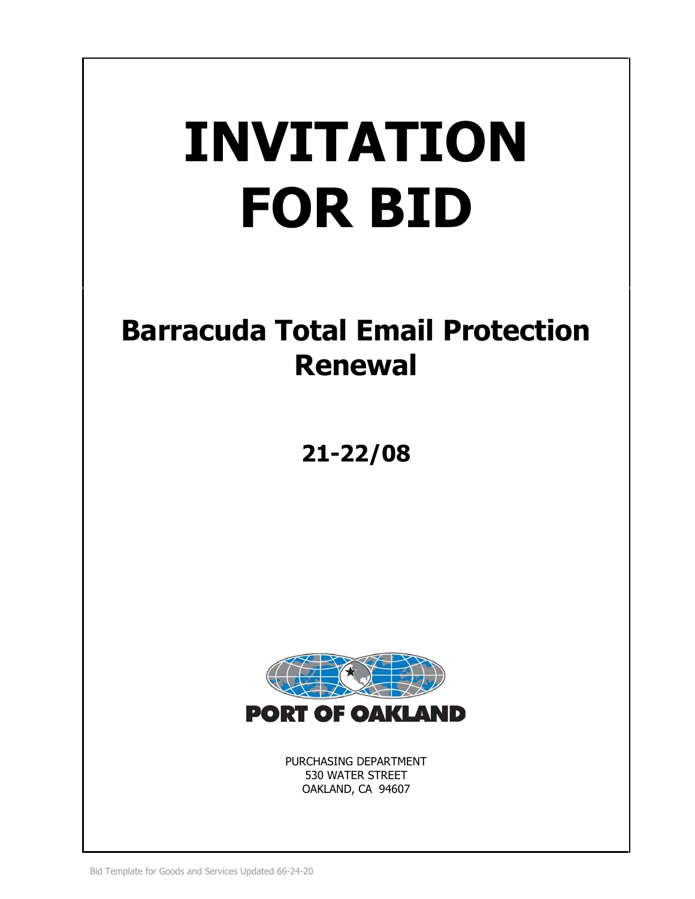# INVITATION FOR BID

## Barracuda Total Email Protection Renewal

## 21-22/08

PORT OF OAKLAND

PURCHASING DEPARTMENT
530 WATER STREET
OAKLAND, CA 94607

Bid Template for Goods and Services Updated 66-24-20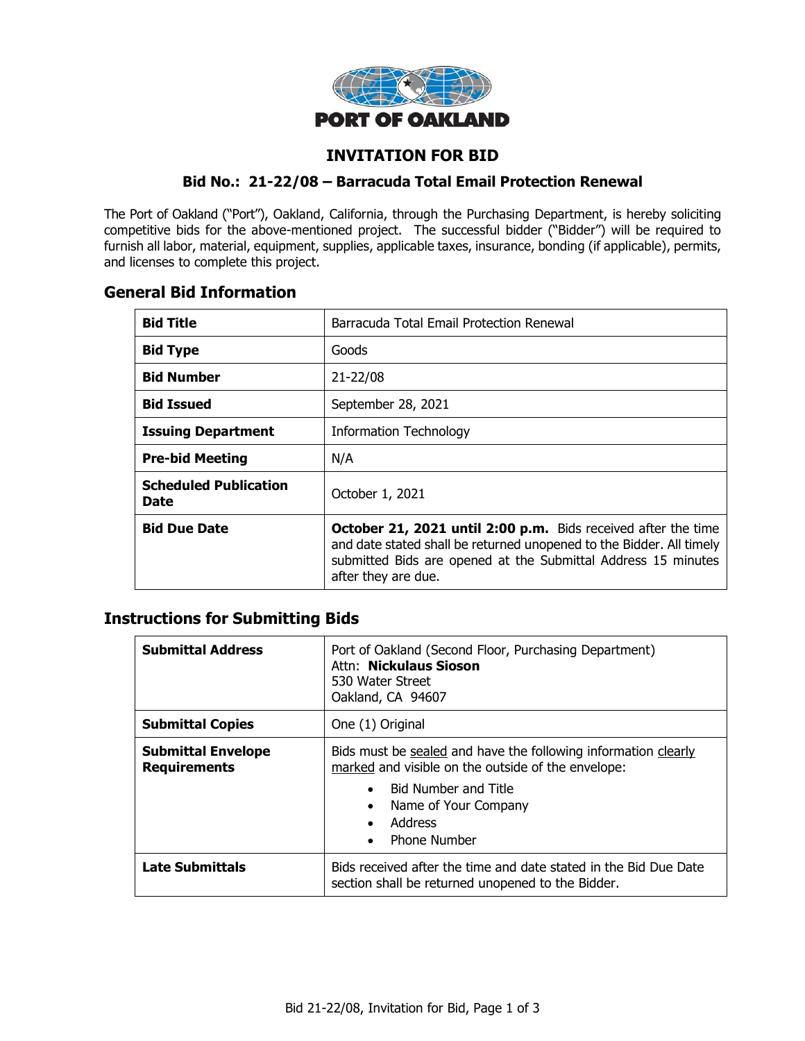PORT OF OAKLAND

# INVITATION FOR BID

## Bid No.: 21-22/08 – Barracuda Total Email Protection Renewal

The Port of Oakland ("Port"), Oakland, California, through the Purchasing Department, is hereby soliciting competitive bids for the above-mentioned project. The successful bidder ("Bidder") will be required to furnish all labor, material, equipment, supplies, applicable taxes, insurance, bonding (if applicable), permits, and licenses to complete this project.

## General Bid Information

| | |
|---|---|
| **Bid Title** | Barracuda Total Email Protection Renewal |
| **Bid Type** | Goods |
| **Bid Number** | 21-22/08 |
| **Bid Issued** | September 28, 2021 |
| **Issuing Department** | Information Technology |
| **Pre-bid Meeting** | N/A |
| **Scheduled Publication Date** | October 1, 2021 |
| **Bid Due Date** | **October 21, 2021 until 2:00 p.m.** Bids received after the time and date stated shall be returned unopened to the Bidder. All timely submitted Bids are opened at the Submittal Address 15 minutes after they are due. |

## Instructions for Submitting Bids

| | |
|---|---|
| **Submittal Address** | Port of Oakland (Second Floor, Purchasing Department)<br>Attn: **Nickulaus Sioson**<br>530 Water Street<br>Oakland, CA 94607 |
| **Submittal Copies** | One (1) Original |
| **Submittal Envelope Requirements** | Bids must be sealed and have the following information clearly marked and visible on the outside of the envelope:<br>• Bid Number and Title<br>• Name of Your Company<br>• Address<br>• Phone Number |
| **Late Submittals** | Bids received after the time and date stated in the Bid Due Date section shall be returned unopened to the Bidder. |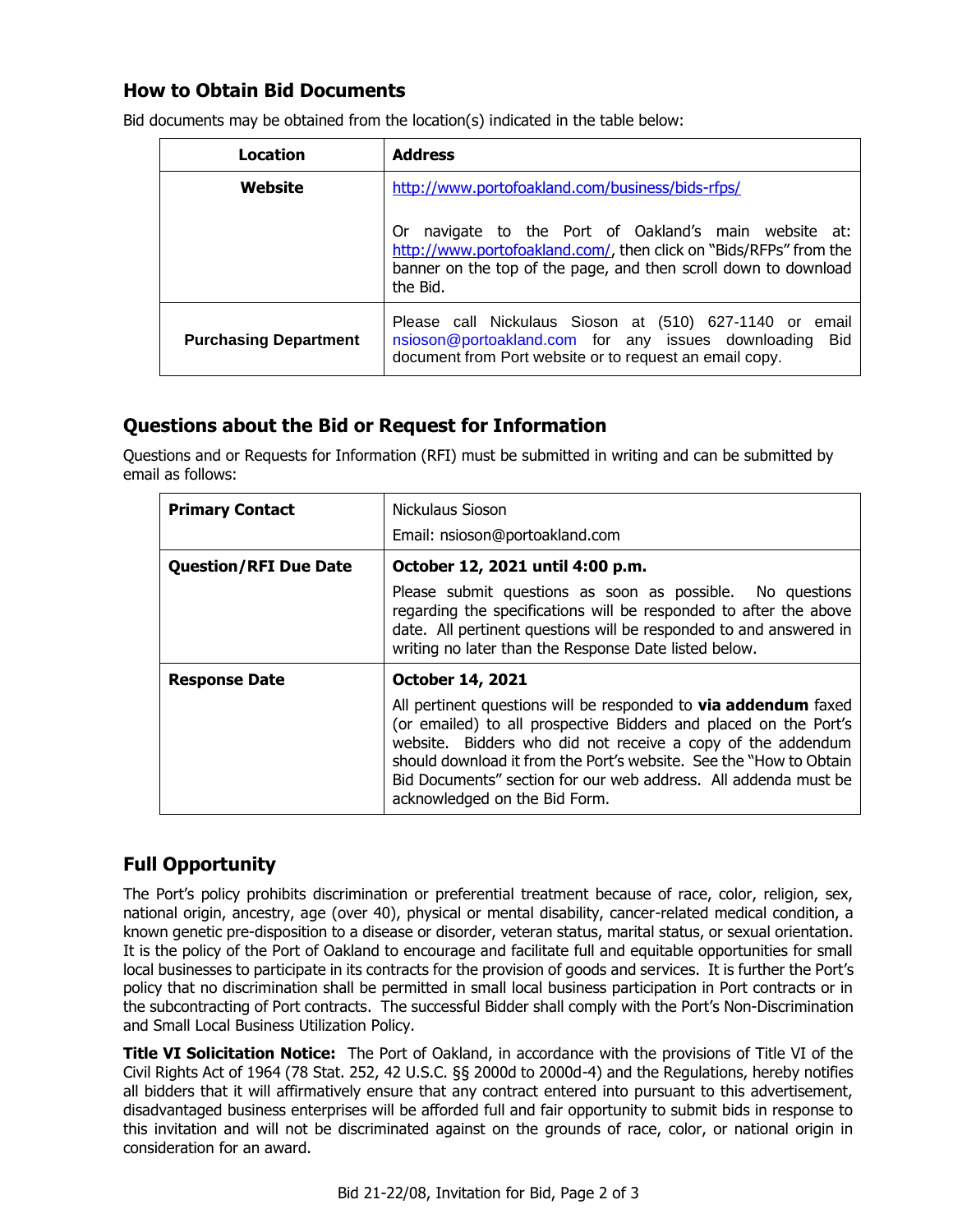## How to Obtain Bid Documents

Bid documents may be obtained from the location(s) indicated in the table below:

| Location | Address |
|---|---|
| **Website** | http://www.portofoakland.com/business/bids-rfps/<br><br>Or navigate to the Port of Oakland's main website at: http://www.portofoakland.com/, then click on "Bids/RFPs" from the banner on the top of the page, and then scroll down to download the Bid. |
| **Purchasing Department** | Please call Nickulaus Sioson at (510) 627-1140 or email nsioson@portoakland.com for any issues downloading Bid document from Port website or to request an email copy. |

## Questions about the Bid or Request for Information

Questions and or Requests for Information (RFI) must be submitted in writing and can be submitted by email as follows:

| | |
|---|---|
| **Primary Contact** | Nickulaus Sioson<br>Email: nsioson@portoakland.com |
| **Question/RFI Due Date** | **October 12, 2021 until 4:00 p.m.**<br>Please submit questions as soon as possible. No questions regarding the specifications will be responded to after the above date. All pertinent questions will be responded to and answered in writing no later than the Response Date listed below. |
| **Response Date** | **October 14, 2021**<br>All pertinent questions will be responded to **via addendum** faxed (or emailed) to all prospective Bidders and placed on the Port's website. Bidders who did not receive a copy of the addendum should download it from the Port's website. See the "How to Obtain Bid Documents" section for our web address. All addenda must be acknowledged on the Bid Form. |

## Full Opportunity

The Port's policy prohibits discrimination or preferential treatment because of race, color, religion, sex, national origin, ancestry, age (over 40), physical or mental disability, cancer-related medical condition, a known genetic pre-disposition to a disease or disorder, veteran status, marital status, or sexual orientation. It is the policy of the Port of Oakland to encourage and facilitate full and equitable opportunities for small local businesses to participate in its contracts for the provision of goods and services. It is further the Port's policy that no discrimination shall be permitted in small local business participation in Port contracts or in the subcontracting of Port contracts. The successful Bidder shall comply with the Port's Non-Discrimination and Small Local Business Utilization Policy.

**Title VI Solicitation Notice:** The Port of Oakland, in accordance with the provisions of Title VI of the Civil Rights Act of 1964 (78 Stat. 252, 42 U.S.C. §§ 2000d to 2000d-4) and the Regulations, hereby notifies all bidders that it will affirmatively ensure that any contract entered into pursuant to this advertisement, disadvantaged business enterprises will be afforded full and fair opportunity to submit bids in response to this invitation and will not be discriminated against on the grounds of race, color, or national origin in consideration for an award.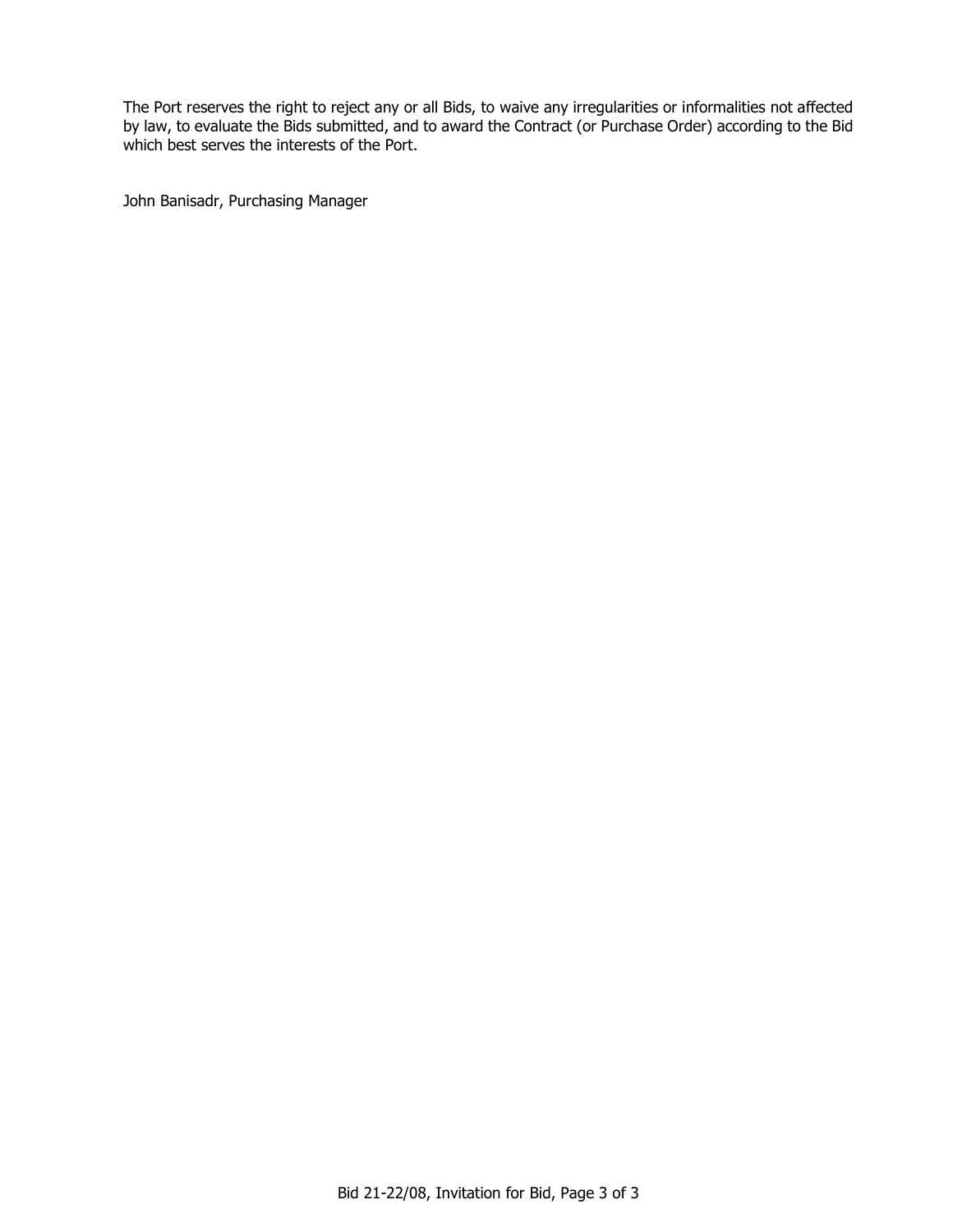The Port reserves the right to reject any or all Bids, to waive any irregularities or informalities not affected by law, to evaluate the Bids submitted, and to award the Contract (or Purchase Order) according to the Bid which best serves the interests of the Port.

John Banisadr, Purchasing Manager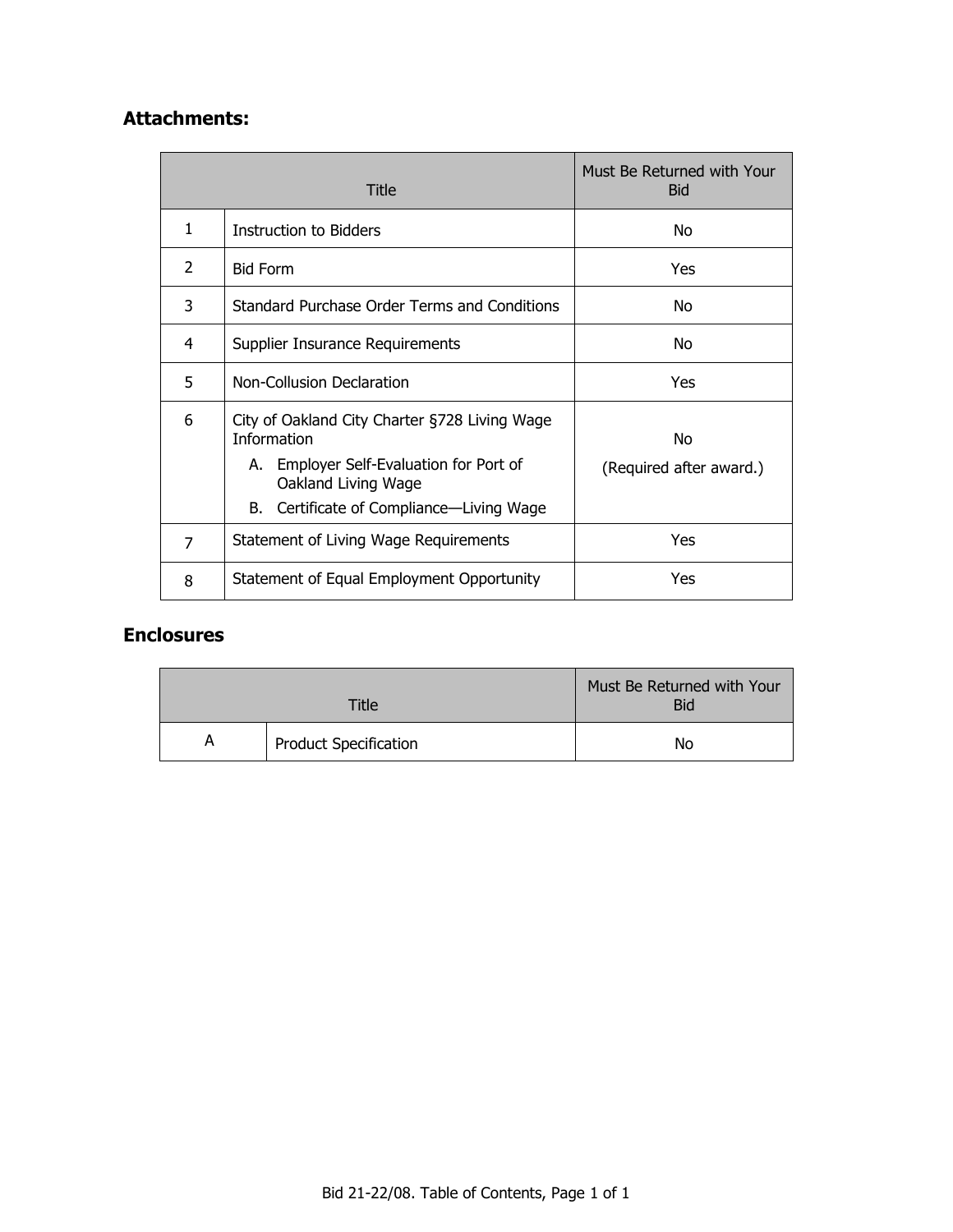## Attachments:

| Title | | Must Be Returned with Your Bid |
|---|---|---|
| 1 | Instruction to Bidders | No |
| 2 | Bid Form | Yes |
| 3 | Standard Purchase Order Terms and Conditions | No |
| 4 | Supplier Insurance Requirements | No |
| 5 | Non-Collusion Declaration | Yes |
| 6 | City of Oakland City Charter §728 Living Wage Information<br>A. Employer Self-Evaluation for Port of Oakland Living Wage<br>B. Certificate of Compliance—Living Wage | No<br>(Required after award.) |
| 7 | Statement of Living Wage Requirements | Yes |
| 8 | Statement of Equal Employment Opportunity | Yes |

## Enclosures

| Title | | Must Be Returned with Your Bid |
|---|---|---|
| A | Product Specification | No |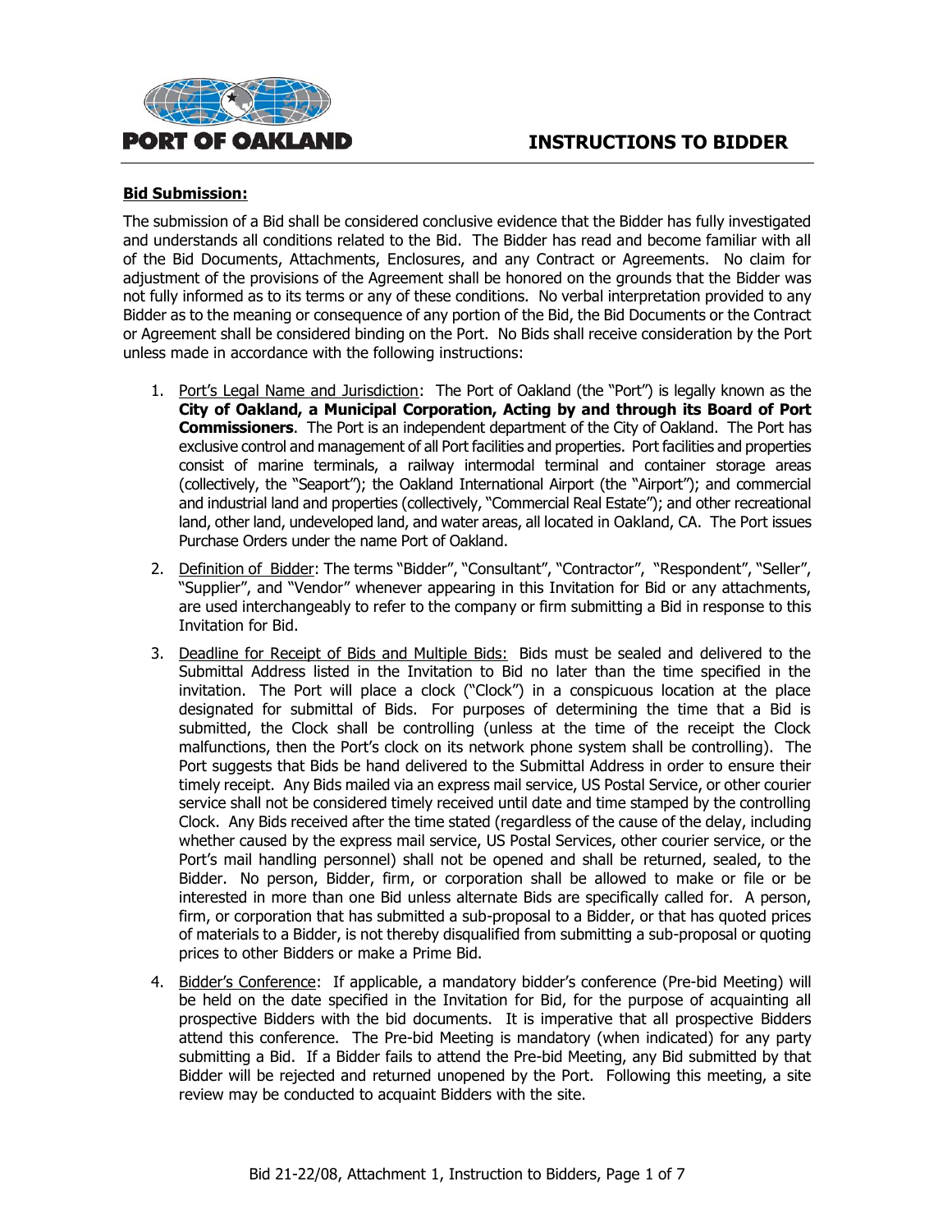# INSTRUCTIONS TO BIDDER

**Bid Submission:**

The submission of a Bid shall be considered conclusive evidence that the Bidder has fully investigated and understands all conditions related to the Bid. The Bidder has read and become familiar with all of the Bid Documents, Attachments, Enclosures, and any Contract or Agreements. No claim for adjustment of the provisions of the Agreement shall be honored on the grounds that the Bidder was not fully informed as to its terms or any of these conditions. No verbal interpretation provided to any Bidder as to the meaning or consequence of any portion of the Bid, the Bid Documents or the Contract or Agreement shall be considered binding on the Port. No Bids shall receive consideration by the Port unless made in accordance with the following instructions:

1. Port's Legal Name and Jurisdiction: The Port of Oakland (the "Port") is legally known as the **City of Oakland, a Municipal Corporation, Acting by and through its Board of Port Commissioners**. The Port is an independent department of the City of Oakland. The Port has exclusive control and management of all Port facilities and properties. Port facilities and properties consist of marine terminals, a railway intermodal terminal and container storage areas (collectively, the "Seaport"); the Oakland International Airport (the "Airport"); and commercial and industrial land and properties (collectively, "Commercial Real Estate"); and other recreational land, other land, undeveloped land, and water areas, all located in Oakland, CA. The Port issues Purchase Orders under the name Port of Oakland.

2. Definition of Bidder: The terms "Bidder", "Consultant", "Contractor", "Respondent", "Seller", "Supplier", and "Vendor" whenever appearing in this Invitation for Bid or any attachments, are used interchangeably to refer to the company or firm submitting a Bid in response to this Invitation for Bid.

3. Deadline for Receipt of Bids and Multiple Bids: Bids must be sealed and delivered to the Submittal Address listed in the Invitation to Bid no later than the time specified in the invitation. The Port will place a clock ("Clock") in a conspicuous location at the place designated for submittal of Bids. For purposes of determining the time that a Bid is submitted, the Clock shall be controlling (unless at the time of the receipt the Clock malfunctions, then the Port's clock on its network phone system shall be controlling). The Port suggests that Bids be hand delivered to the Submittal Address in order to ensure their timely receipt. Any Bids mailed via an express mail service, US Postal Service, or other courier service shall not be considered timely received until date and time stamped by the controlling Clock. Any Bids received after the time stated (regardless of the cause of the delay, including whether caused by the express mail service, US Postal Services, other courier service, or the Port's mail handling personnel) shall not be opened and shall be returned, sealed, to the Bidder. No person, Bidder, firm, or corporation shall be allowed to make or file or be interested in more than one Bid unless alternate Bids are specifically called for. A person, firm, or corporation that has submitted a sub-proposal to a Bidder, or that has quoted prices of materials to a Bidder, is not thereby disqualified from submitting a sub-proposal or quoting prices to other Bidders or make a Prime Bid.

4. Bidder's Conference: If applicable, a mandatory bidder's conference (Pre-bid Meeting) will be held on the date specified in the Invitation for Bid, for the purpose of acquainting all prospective Bidders with the bid documents. It is imperative that all prospective Bidders attend this conference. The Pre-bid Meeting is mandatory (when indicated) for any party submitting a Bid. If a Bidder fails to attend the Pre-bid Meeting, any Bid submitted by that Bidder will be rejected and returned unopened by the Port. Following this meeting, a site review may be conducted to acquaint Bidders with the site.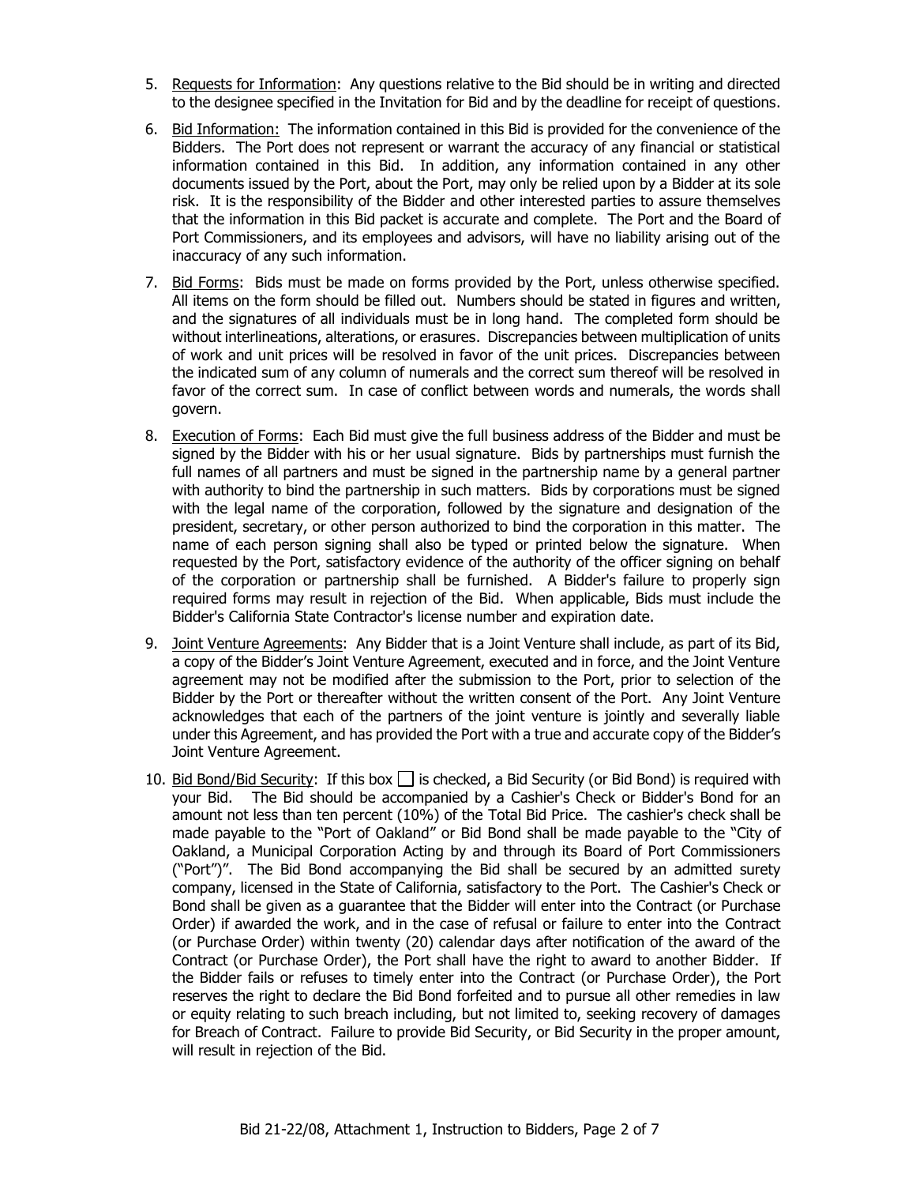5. Requests for Information: Any questions relative to the Bid should be in writing and directed to the designee specified in the Invitation for Bid and by the deadline for receipt of questions.

6. Bid Information: The information contained in this Bid is provided for the convenience of the Bidders. The Port does not represent or warrant the accuracy of any financial or statistical information contained in this Bid. In addition, any information contained in any other documents issued by the Port, about the Port, may only be relied upon by a Bidder at its sole risk. It is the responsibility of the Bidder and other interested parties to assure themselves that the information in this Bid packet is accurate and complete. The Port and the Board of Port Commissioners, and its employees and advisors, will have no liability arising out of the inaccuracy of any such information.

7. Bid Forms: Bids must be made on forms provided by the Port, unless otherwise specified. All items on the form should be filled out. Numbers should be stated in figures and written, and the signatures of all individuals must be in long hand. The completed form should be without interlineations, alterations, or erasures. Discrepancies between multiplication of units of work and unit prices will be resolved in favor of the unit prices. Discrepancies between the indicated sum of any column of numerals and the correct sum thereof will be resolved in favor of the correct sum. In case of conflict between words and numerals, the words shall govern.

8. Execution of Forms: Each Bid must give the full business address of the Bidder and must be signed by the Bidder with his or her usual signature. Bids by partnerships must furnish the full names of all partners and must be signed in the partnership name by a general partner with authority to bind the partnership in such matters. Bids by corporations must be signed with the legal name of the corporation, followed by the signature and designation of the president, secretary, or other person authorized to bind the corporation in this matter. The name of each person signing shall also be typed or printed below the signature. When requested by the Port, satisfactory evidence of the authority of the officer signing on behalf of the corporation or partnership shall be furnished. A Bidder's failure to properly sign required forms may result in rejection of the Bid. When applicable, Bids must include the Bidder's California State Contractor's license number and expiration date.

9. Joint Venture Agreements: Any Bidder that is a Joint Venture shall include, as part of its Bid, a copy of the Bidder's Joint Venture Agreement, executed and in force, and the Joint Venture agreement may not be modified after the submission to the Port, prior to selection of the Bidder by the Port or thereafter without the written consent of the Port. Any Joint Venture acknowledges that each of the partners of the joint venture is jointly and severally liable under this Agreement, and has provided the Port with a true and accurate copy of the Bidder's Joint Venture Agreement.

10. Bid Bond/Bid Security: If this box ☐ is checked, a Bid Security (or Bid Bond) is required with your Bid. The Bid should be accompanied by a Cashier's Check or Bidder's Bond for an amount not less than ten percent (10%) of the Total Bid Price. The cashier's check shall be made payable to the "Port of Oakland" or Bid Bond shall be made payable to the "City of Oakland, a Municipal Corporation Acting by and through its Board of Port Commissioners ("Port")". The Bid Bond accompanying the Bid shall be secured by an admitted surety company, licensed in the State of California, satisfactory to the Port. The Cashier's Check or Bond shall be given as a guarantee that the Bidder will enter into the Contract (or Purchase Order) if awarded the work, and in the case of refusal or failure to enter into the Contract (or Purchase Order) within twenty (20) calendar days after notification of the award of the Contract (or Purchase Order), the Port shall have the right to award to another Bidder. If the Bidder fails or refuses to timely enter into the Contract (or Purchase Order), the Port reserves the right to declare the Bid Bond forfeited and to pursue all other remedies in law or equity relating to such breach including, but not limited to, seeking recovery of damages for Breach of Contract. Failure to provide Bid Security, or Bid Security in the proper amount, will result in rejection of the Bid.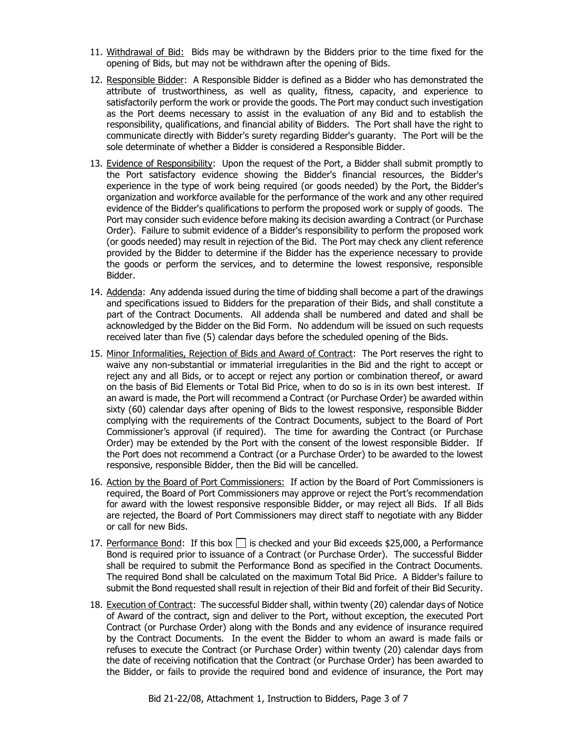11. Withdrawal of Bid: Bids may be withdrawn by the Bidders prior to the time fixed for the opening of Bids, but may not be withdrawn after the opening of Bids.

12. Responsible Bidder: A Responsible Bidder is defined as a Bidder who has demonstrated the attribute of trustworthiness, as well as quality, fitness, capacity, and experience to satisfactorily perform the work or provide the goods. The Port may conduct such investigation as the Port deems necessary to assist in the evaluation of any Bid and to establish the responsibility, qualifications, and financial ability of Bidders. The Port shall have the right to communicate directly with Bidder's surety regarding Bidder's guaranty. The Port will be the sole determinate of whether a Bidder is considered a Responsible Bidder.

13. Evidence of Responsibility: Upon the request of the Port, a Bidder shall submit promptly to the Port satisfactory evidence showing the Bidder's financial resources, the Bidder's experience in the type of work being required (or goods needed) by the Port, the Bidder's organization and workforce available for the performance of the work and any other required evidence of the Bidder's qualifications to perform the proposed work or supply of goods. The Port may consider such evidence before making its decision awarding a Contract (or Purchase Order). Failure to submit evidence of a Bidder's responsibility to perform the proposed work (or goods needed) may result in rejection of the Bid. The Port may check any client reference provided by the Bidder to determine if the Bidder has the experience necessary to provide the goods or perform the services, and to determine the lowest responsive, responsible Bidder.

14. Addenda: Any addenda issued during the time of bidding shall become a part of the drawings and specifications issued to Bidders for the preparation of their Bids, and shall constitute a part of the Contract Documents. All addenda shall be numbered and dated and shall be acknowledged by the Bidder on the Bid Form. No addendum will be issued on such requests received later than five (5) calendar days before the scheduled opening of the Bids.

15. Minor Informalities, Rejection of Bids and Award of Contract: The Port reserves the right to waive any non-substantial or immaterial irregularities in the Bid and the right to accept or reject any and all Bids, or to accept or reject any portion or combination thereof, or award on the basis of Bid Elements or Total Bid Price, when to do so is in its own best interest. If an award is made, the Port will recommend a Contract (or Purchase Order) be awarded within sixty (60) calendar days after opening of Bids to the lowest responsive, responsible Bidder complying with the requirements of the Contract Documents, subject to the Board of Port Commissioner's approval (if required). The time for awarding the Contract (or Purchase Order) may be extended by the Port with the consent of the lowest responsible Bidder. If the Port does not recommend a Contract (or a Purchase Order) to be awarded to the lowest responsive, responsible Bidder, then the Bid will be cancelled.

16. Action by the Board of Port Commissioners: If action by the Board of Port Commissioners is required, the Board of Port Commissioners may approve or reject the Port's recommendation for award with the lowest responsive responsible Bidder, or may reject all Bids. If all Bids are rejected, the Board of Port Commissioners may direct staff to negotiate with any Bidder or call for new Bids.

17. Performance Bond: If this box ☐ is checked and your Bid exceeds $25,000, a Performance Bond is required prior to issuance of a Contract (or Purchase Order). The successful Bidder shall be required to submit the Performance Bond as specified in the Contract Documents. The required Bond shall be calculated on the maximum Total Bid Price. A Bidder's failure to submit the Bond requested shall result in rejection of their Bid and forfeit of their Bid Security.

18. Execution of Contract: The successful Bidder shall, within twenty (20) calendar days of Notice of Award of the contract, sign and deliver to the Port, without exception, the executed Port Contract (or Purchase Order) along with the Bonds and any evidence of insurance required by the Contract Documents. In the event the Bidder to whom an award is made fails or refuses to execute the Contract (or Purchase Order) within twenty (20) calendar days from the date of receiving notification that the Contract (or Purchase Order) has been awarded to the Bidder, or fails to provide the required bond and evidence of insurance, the Port may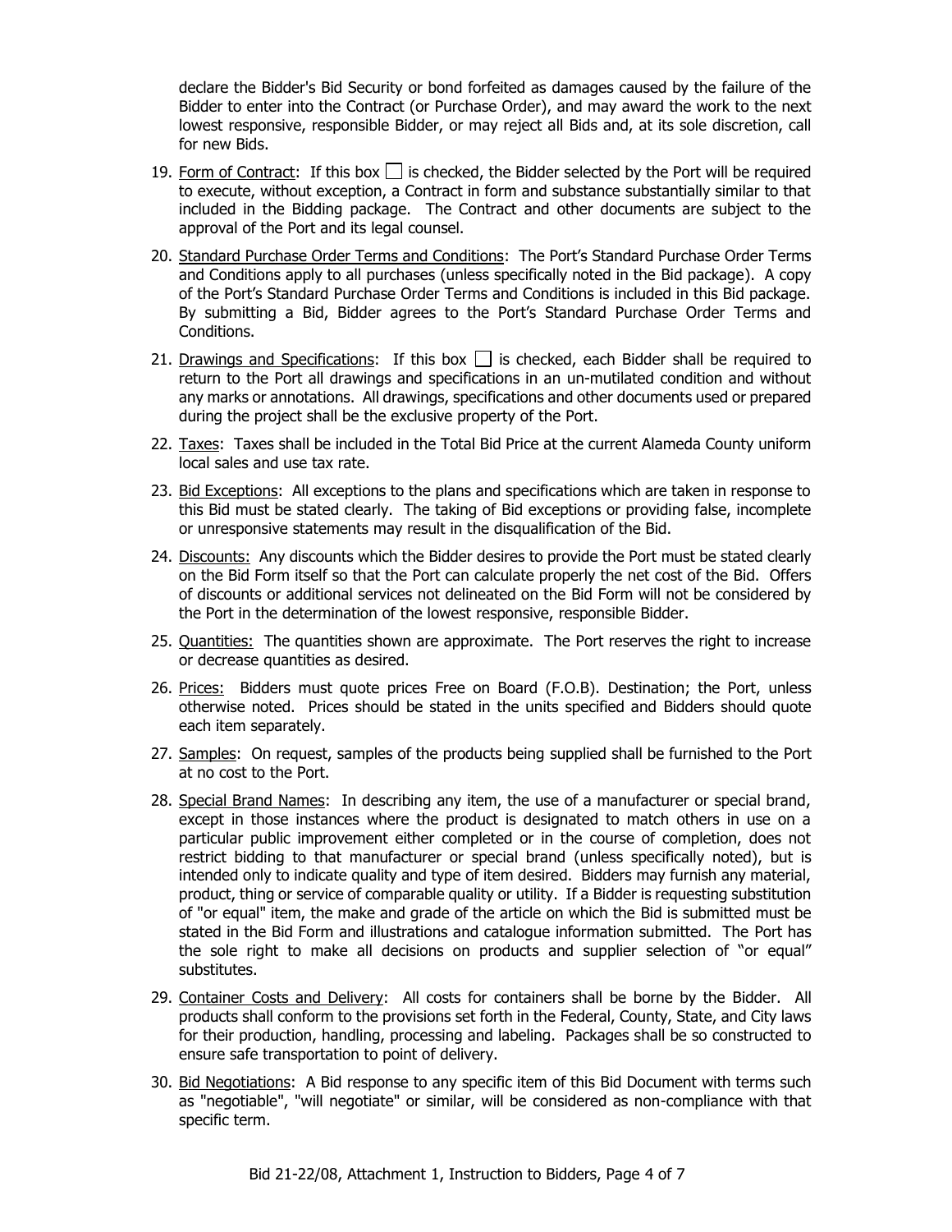declare the Bidder's Bid Security or bond forfeited as damages caused by the failure of the Bidder to enter into the Contract (or Purchase Order), and may award the work to the next lowest responsive, responsible Bidder, or may reject all Bids and, at its sole discretion, call for new Bids.

19. Form of Contract: If this box ☐ is checked, the Bidder selected by the Port will be required to execute, without exception, a Contract in form and substance substantially similar to that included in the Bidding package. The Contract and other documents are subject to the approval of the Port and its legal counsel.

20. Standard Purchase Order Terms and Conditions: The Port's Standard Purchase Order Terms and Conditions apply to all purchases (unless specifically noted in the Bid package). A copy of the Port's Standard Purchase Order Terms and Conditions is included in this Bid package. By submitting a Bid, Bidder agrees to the Port's Standard Purchase Order Terms and Conditions.

21. Drawings and Specifications: If this box ☐ is checked, each Bidder shall be required to return to the Port all drawings and specifications in an un-mutilated condition and without any marks or annotations. All drawings, specifications and other documents used or prepared during the project shall be the exclusive property of the Port.

22. Taxes: Taxes shall be included in the Total Bid Price at the current Alameda County uniform local sales and use tax rate.

23. Bid Exceptions: All exceptions to the plans and specifications which are taken in response to this Bid must be stated clearly. The taking of Bid exceptions or providing false, incomplete or unresponsive statements may result in the disqualification of the Bid.

24. Discounts: Any discounts which the Bidder desires to provide the Port must be stated clearly on the Bid Form itself so that the Port can calculate properly the net cost of the Bid. Offers of discounts or additional services not delineated on the Bid Form will not be considered by the Port in the determination of the lowest responsive, responsible Bidder.

25. Quantities: The quantities shown are approximate. The Port reserves the right to increase or decrease quantities as desired.

26. Prices: Bidders must quote prices Free on Board (F.O.B). Destination; the Port, unless otherwise noted. Prices should be stated in the units specified and Bidders should quote each item separately.

27. Samples: On request, samples of the products being supplied shall be furnished to the Port at no cost to the Port.

28. Special Brand Names: In describing any item, the use of a manufacturer or special brand, except in those instances where the product is designated to match others in use on a particular public improvement either completed or in the course of completion, does not restrict bidding to that manufacturer or special brand (unless specifically noted), but is intended only to indicate quality and type of item desired. Bidders may furnish any material, product, thing or service of comparable quality or utility. If a Bidder is requesting substitution of "or equal" item, the make and grade of the article on which the Bid is submitted must be stated in the Bid Form and illustrations and catalogue information submitted. The Port has the sole right to make all decisions on products and supplier selection of "or equal" substitutes.

29. Container Costs and Delivery: All costs for containers shall be borne by the Bidder. All products shall conform to the provisions set forth in the Federal, County, State, and City laws for their production, handling, processing and labeling. Packages shall be so constructed to ensure safe transportation to point of delivery.

30. Bid Negotiations: A Bid response to any specific item of this Bid Document with terms such as "negotiable", "will negotiate" or similar, will be considered as non-compliance with that specific term.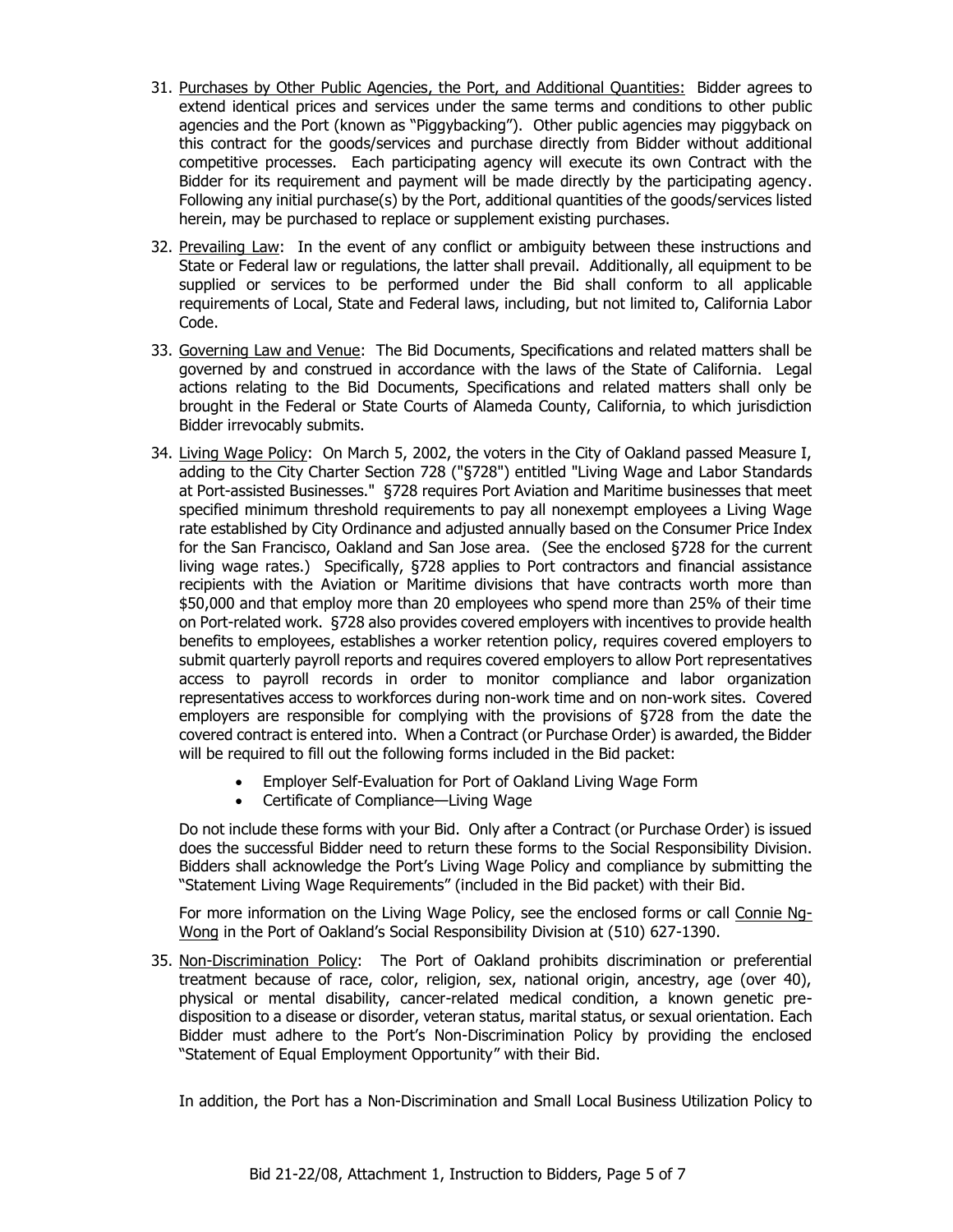31. Purchases by Other Public Agencies, the Port, and Additional Quantities: Bidder agrees to extend identical prices and services under the same terms and conditions to other public agencies and the Port (known as "Piggybacking"). Other public agencies may piggyback on this contract for the goods/services and purchase directly from Bidder without additional competitive processes. Each participating agency will execute its own Contract with the Bidder for its requirement and payment will be made directly by the participating agency. Following any initial purchase(s) by the Port, additional quantities of the goods/services listed herein, may be purchased to replace or supplement existing purchases.

32. Prevailing Law: In the event of any conflict or ambiguity between these instructions and State or Federal law or regulations, the latter shall prevail. Additionally, all equipment to be supplied or services to be performed under the Bid shall conform to all applicable requirements of Local, State and Federal laws, including, but not limited to, California Labor Code.

33. Governing Law and Venue: The Bid Documents, Specifications and related matters shall be governed by and construed in accordance with the laws of the State of California. Legal actions relating to the Bid Documents, Specifications and related matters shall only be brought in the Federal or State Courts of Alameda County, California, to which jurisdiction Bidder irrevocably submits.

34. Living Wage Policy: On March 5, 2002, the voters in the City of Oakland passed Measure I, adding to the City Charter Section 728 ("§728") entitled "Living Wage and Labor Standards at Port-assisted Businesses." §728 requires Port Aviation and Maritime businesses that meet specified minimum threshold requirements to pay all nonexempt employees a Living Wage rate established by City Ordinance and adjusted annually based on the Consumer Price Index for the San Francisco, Oakland and San Jose area. (See the enclosed §728 for the current living wage rates.) Specifically, §728 applies to Port contractors and financial assistance recipients with the Aviation or Maritime divisions that have contracts worth more than $50,000 and that employ more than 20 employees who spend more than 25% of their time on Port-related work. §728 also provides covered employers with incentives to provide health benefits to employees, establishes a worker retention policy, requires covered employers to submit quarterly payroll reports and requires covered employers to allow Port representatives access to payroll records in order to monitor compliance and labor organization representatives access to workforces during non-work time and on non-work sites. Covered employers are responsible for complying with the provisions of §728 from the date the covered contract is entered into. When a Contract (or Purchase Order) is awarded, the Bidder will be required to fill out the following forms included in the Bid packet:

    - Employer Self-Evaluation for Port of Oakland Living Wage Form
    - Certificate of Compliance—Living Wage

    Do not include these forms with your Bid. Only after a Contract (or Purchase Order) is issued does the successful Bidder need to return these forms to the Social Responsibility Division. Bidders shall acknowledge the Port's Living Wage Policy and compliance by submitting the "Statement Living Wage Requirements" (included in the Bid packet) with their Bid.

    For more information on the Living Wage Policy, see the enclosed forms or call Connie Ng-Wong in the Port of Oakland's Social Responsibility Division at (510) 627-1390.

35. Non-Discrimination Policy: The Port of Oakland prohibits discrimination or preferential treatment because of race, color, religion, sex, national origin, ancestry, age (over 40), physical or mental disability, cancer-related medical condition, a known genetic pre-disposition to a disease or disorder, veteran status, marital status, or sexual orientation. Each Bidder must adhere to the Port's Non-Discrimination Policy by providing the enclosed "Statement of Equal Employment Opportunity" with their Bid.

    In addition, the Port has a Non-Discrimination and Small Local Business Utilization Policy to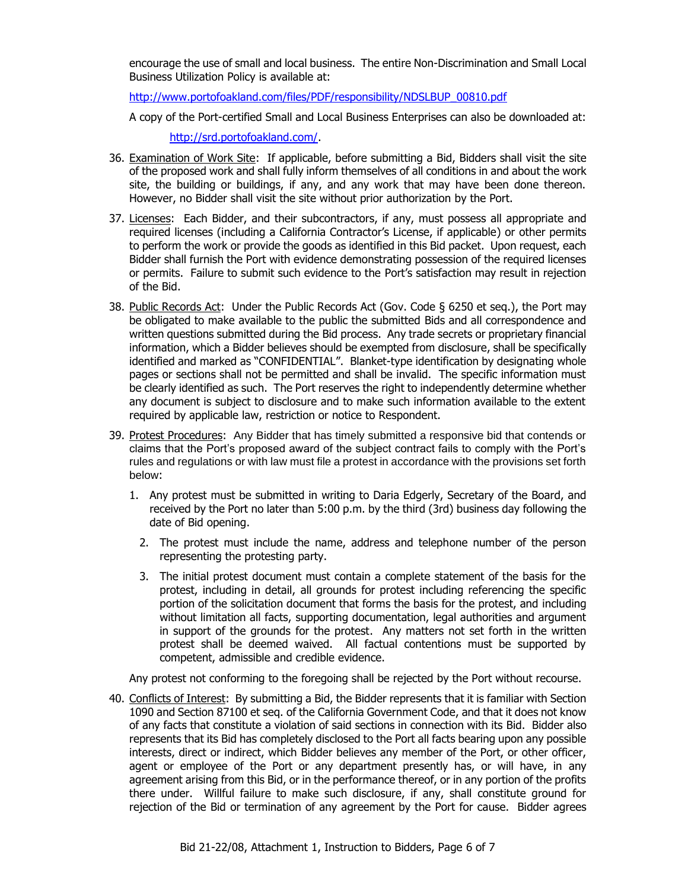encourage the use of small and local business. The entire Non-Discrimination and Small Local Business Utilization Policy is available at:

http://www.portofoakland.com/files/PDF/responsibility/NDSLBUP_00810.pdf

A copy of the Port-certified Small and Local Business Enterprises can also be downloaded at:

http://srd.portofoakland.com/.

36. Examination of Work Site: If applicable, before submitting a Bid, Bidders shall visit the site of the proposed work and shall fully inform themselves of all conditions in and about the work site, the building or buildings, if any, and any work that may have been done thereon. However, no Bidder shall visit the site without prior authorization by the Port.

37. Licenses: Each Bidder, and their subcontractors, if any, must possess all appropriate and required licenses (including a California Contractor's License, if applicable) or other permits to perform the work or provide the goods as identified in this Bid packet. Upon request, each Bidder shall furnish the Port with evidence demonstrating possession of the required licenses or permits. Failure to submit such evidence to the Port's satisfaction may result in rejection of the Bid.

38. Public Records Act: Under the Public Records Act (Gov. Code § 6250 et seq.), the Port may be obligated to make available to the public the submitted Bids and all correspondence and written questions submitted during the Bid process. Any trade secrets or proprietary financial information, which a Bidder believes should be exempted from disclosure, shall be specifically identified and marked as "CONFIDENTIAL". Blanket-type identification by designating whole pages or sections shall not be permitted and shall be invalid. The specific information must be clearly identified as such. The Port reserves the right to independently determine whether any document is subject to disclosure and to make such information available to the extent required by applicable law, restriction or notice to Respondent.

39. Protest Procedures: Any Bidder that has timely submitted a responsive bid that contends or claims that the Port's proposed award of the subject contract fails to comply with the Port's rules and regulations or with law must file a protest in accordance with the provisions set forth below:

    1. Any protest must be submitted in writing to Daria Edgerly, Secretary of the Board, and received by the Port no later than 5:00 p.m. by the third (3rd) business day following the date of Bid opening.
    2. The protest must include the name, address and telephone number of the person representing the protesting party.
    3. The initial protest document must contain a complete statement of the basis for the protest, including in detail, all grounds for protest including referencing the specific portion of the solicitation document that forms the basis for the protest, and including without limitation all facts, supporting documentation, legal authorities and argument in support of the grounds for the protest. Any matters not set forth in the written protest shall be deemed waived. All factual contentions must be supported by competent, admissible and credible evidence.

    Any protest not conforming to the foregoing shall be rejected by the Port without recourse.

40. Conflicts of Interest: By submitting a Bid, the Bidder represents that it is familiar with Section 1090 and Section 87100 et seq. of the California Government Code, and that it does not know of any facts that constitute a violation of said sections in connection with its Bid. Bidder also represents that its Bid has completely disclosed to the Port all facts bearing upon any possible interests, direct or indirect, which Bidder believes any member of the Port, or other officer, agent or employee of the Port or any department presently has, or will have, in any agreement arising from this Bid, or in the performance thereof, or in any portion of the profits there under. Willful failure to make such disclosure, if any, shall constitute ground for rejection of the Bid or termination of any agreement by the Port for cause. Bidder agrees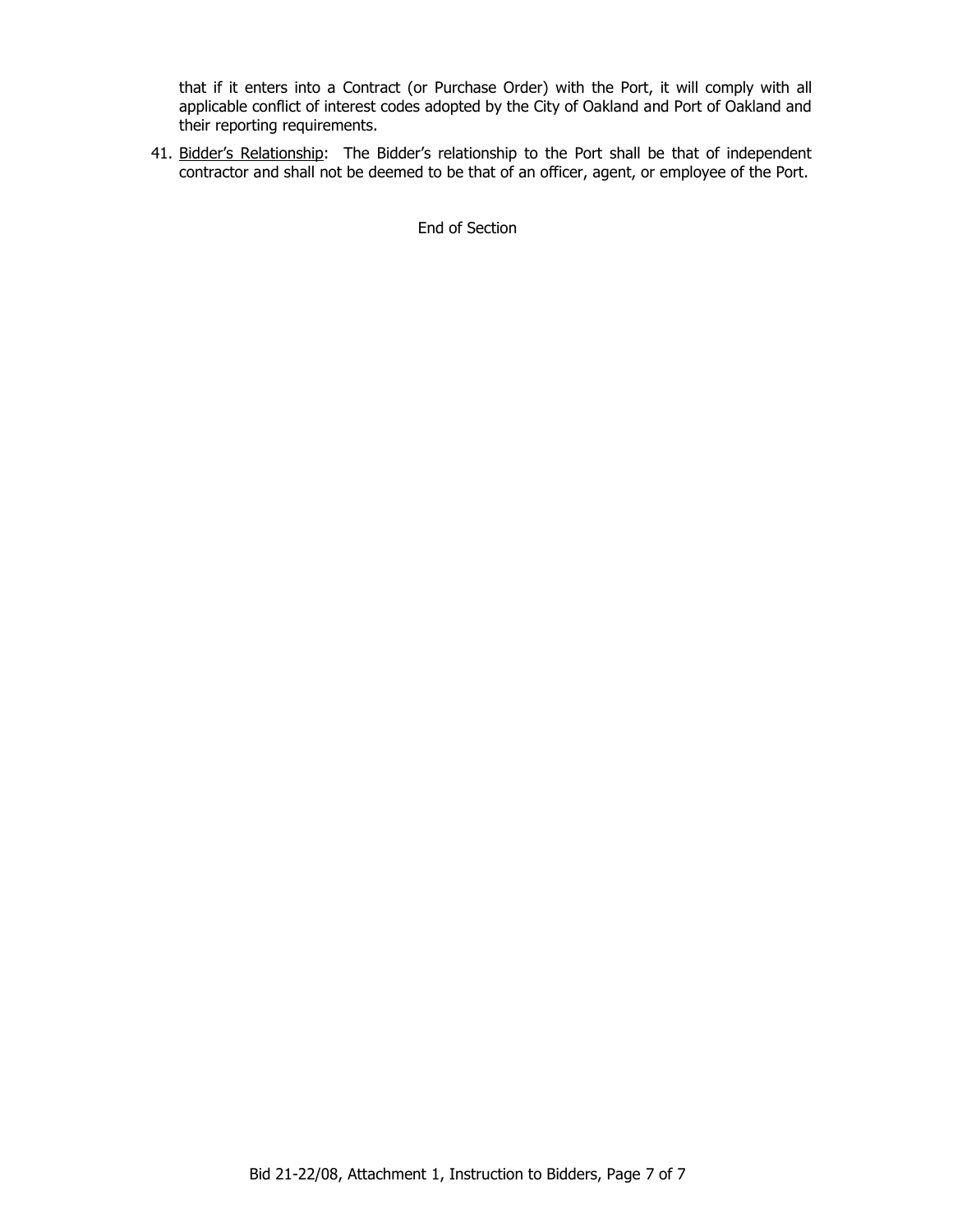that if it enters into a Contract (or Purchase Order) with the Port, it will comply with all applicable conflict of interest codes adopted by the City of Oakland and Port of Oakland and their reporting requirements.

41. Bidder's Relationship: The Bidder's relationship to the Port shall be that of independent contractor and shall not be deemed to be that of an officer, agent, or employee of the Port.

End of Section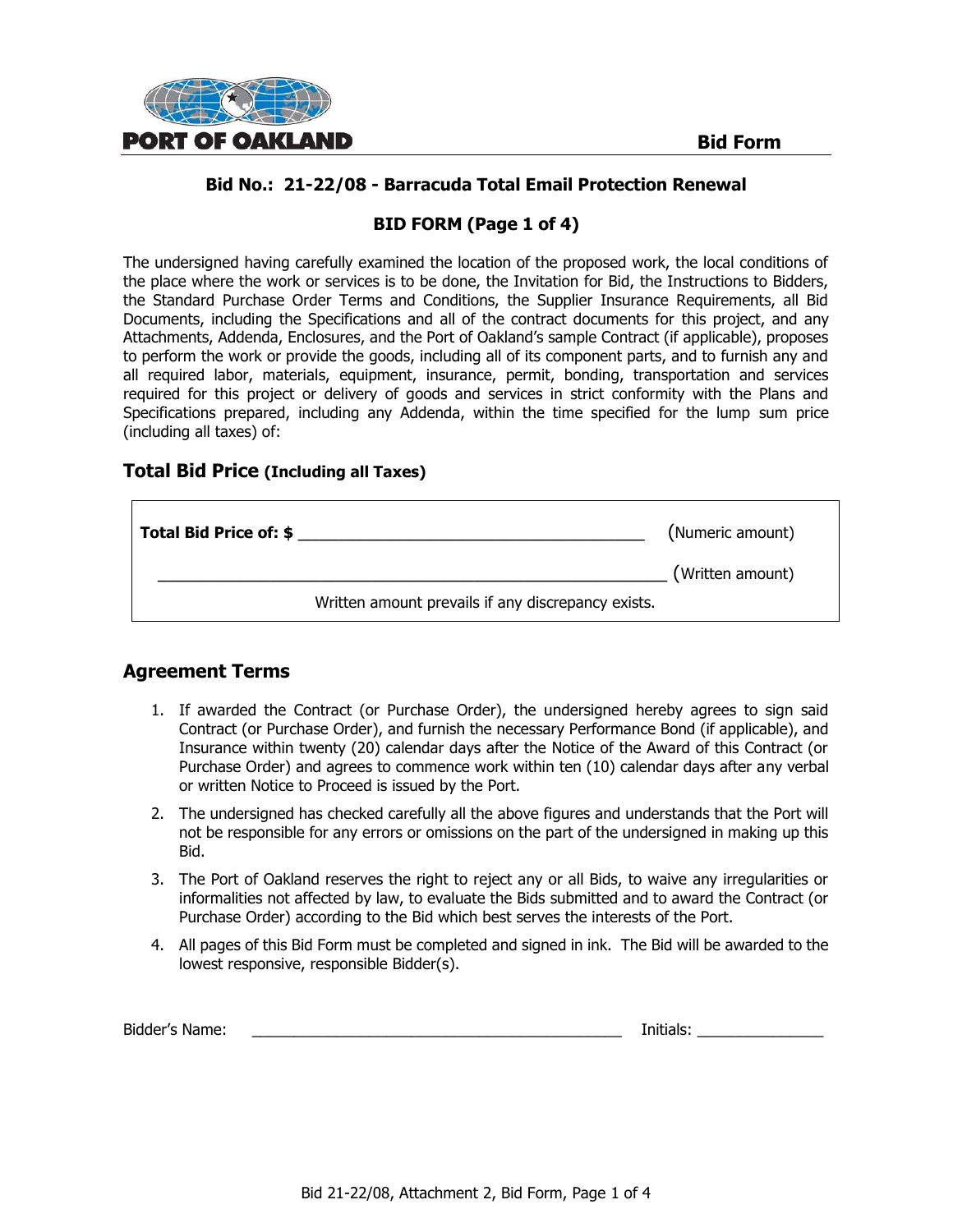**PORT OF OAKLAND** | **Bid Form**

**Bid No.: 21-22/08 - Barracuda Total Email Protection Renewal**

**BID FORM (Page 1 of 4)**

The undersigned having carefully examined the location of the proposed work, the local conditions of the place where the work or services is to be done, the Invitation for Bid, the Instructions to Bidders, the Standard Purchase Order Terms and Conditions, the Supplier Insurance Requirements, all Bid Documents, including the Specifications and all of the contract documents for this project, and any Attachments, Addenda, Enclosures, and the Port of Oakland's sample Contract (if applicable), proposes to perform the work or provide the goods, including all of its component parts, and to furnish any and all required labor, materials, equipment, insurance, permit, bonding, transportation and services required for this project or delivery of goods and services in strict conformity with the Plans and Specifications prepared, including any Addenda, within the time specified for the lump sum price (including all taxes) of:

## Total Bid Price (Including all Taxes)

**Total Bid Price of: $** ______________________________________ (Numeric amount)

________________________________________________________ (Written amount)

Written amount prevails if any discrepancy exists.

## Agreement Terms

1. If awarded the Contract (or Purchase Order), the undersigned hereby agrees to sign said Contract (or Purchase Order), and furnish the necessary Performance Bond (if applicable), and Insurance within twenty (20) calendar days after the Notice of the Award of this Contract (or Purchase Order) and agrees to commence work within ten (10) calendar days after any verbal or written Notice to Proceed is issued by the Port.
2. The undersigned has checked carefully all the above figures and understands that the Port will not be responsible for any errors or omissions on the part of the undersigned in making up this Bid.
3. The Port of Oakland reserves the right to reject any or all Bids, to waive any irregularities or informalities not affected by law, to evaluate the Bids submitted and to award the Contract (or Purchase Order) according to the Bid which best serves the interests of the Port.
4. All pages of this Bid Form must be completed and signed in ink. The Bid will be awarded to the lowest responsive, responsible Bidder(s).

Bidder's Name: ____________________________________________ Initials: _______________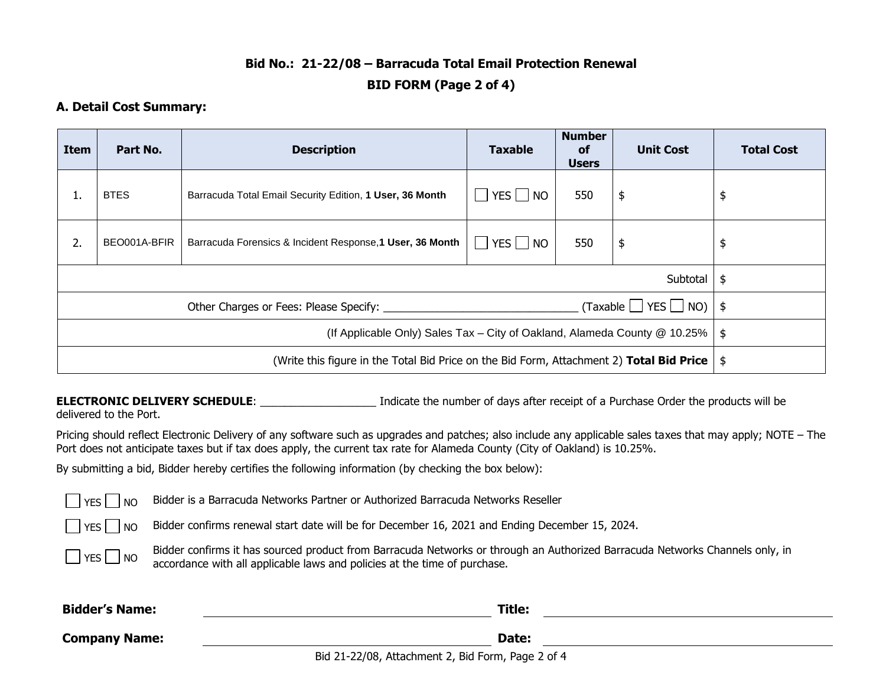## Bid No.: 21-22/08 – Barracuda Total Email Protection Renewal

## BID FORM (Page 2 of 4)

### A. Detail Cost Summary:

| Item | Part No. | Description | Taxable | Number of Users | Unit Cost | Total Cost |
|---|---|---|---|---|---|---|
| 1. | BTES | Barracuda Total Email Security Edition, **1 User, 36 Month** | ☐ YES ☐ NO | 550 | $ | $ |
| 2. | BEO001A-BFIR | Barracuda Forensics & Incident Response,**1 User, 36 Month** | ☐ YES ☐ NO | 550 | $ | $ |
| | | | | | Subtotal | $ |
| | | Other Charges or Fees: Please Specify: _______________________________ (Taxable ☐ YES ☐ NO) | | | | $ |
| | | (If Applicable Only) Sales Tax – City of Oakland, Alameda County @ 10.25% | | | | $ |
| | | (Write this figure in the Total Bid Price on the Bid Form, Attachment 2) **Total Bid Price** | | | | $ |

**ELECTRONIC DELIVERY SCHEDULE**: ___________________ Indicate the number of days after receipt of a Purchase Order the products will be delivered to the Port.

Pricing should reflect Electronic Delivery of any software such as upgrades and patches; also include any applicable sales taxes that may apply; NOTE – The Port does not anticipate taxes but if tax does apply, the current tax rate for Alameda County (City of Oakland) is 10.25%.

By submitting a bid, Bidder hereby certifies the following information (by checking the box below):

☐ YES ☐ NO Bidder is a Barracuda Networks Partner or Authorized Barracuda Networks Reseller

☐ YES ☐ NO Bidder confirms renewal start date will be for December 16, 2021 and Ending December 15, 2024.

☐ YES ☐ NO Bidder confirms it has sourced product from Barracuda Networks or through an Authorized Barracuda Networks Channels only, in accordance with all applicable laws and policies at the time of purchase.

**Bidder's Name:** ______________________________ **Title:** ______________________________

**Company Name:** ______________________________ **Date:** ______________________________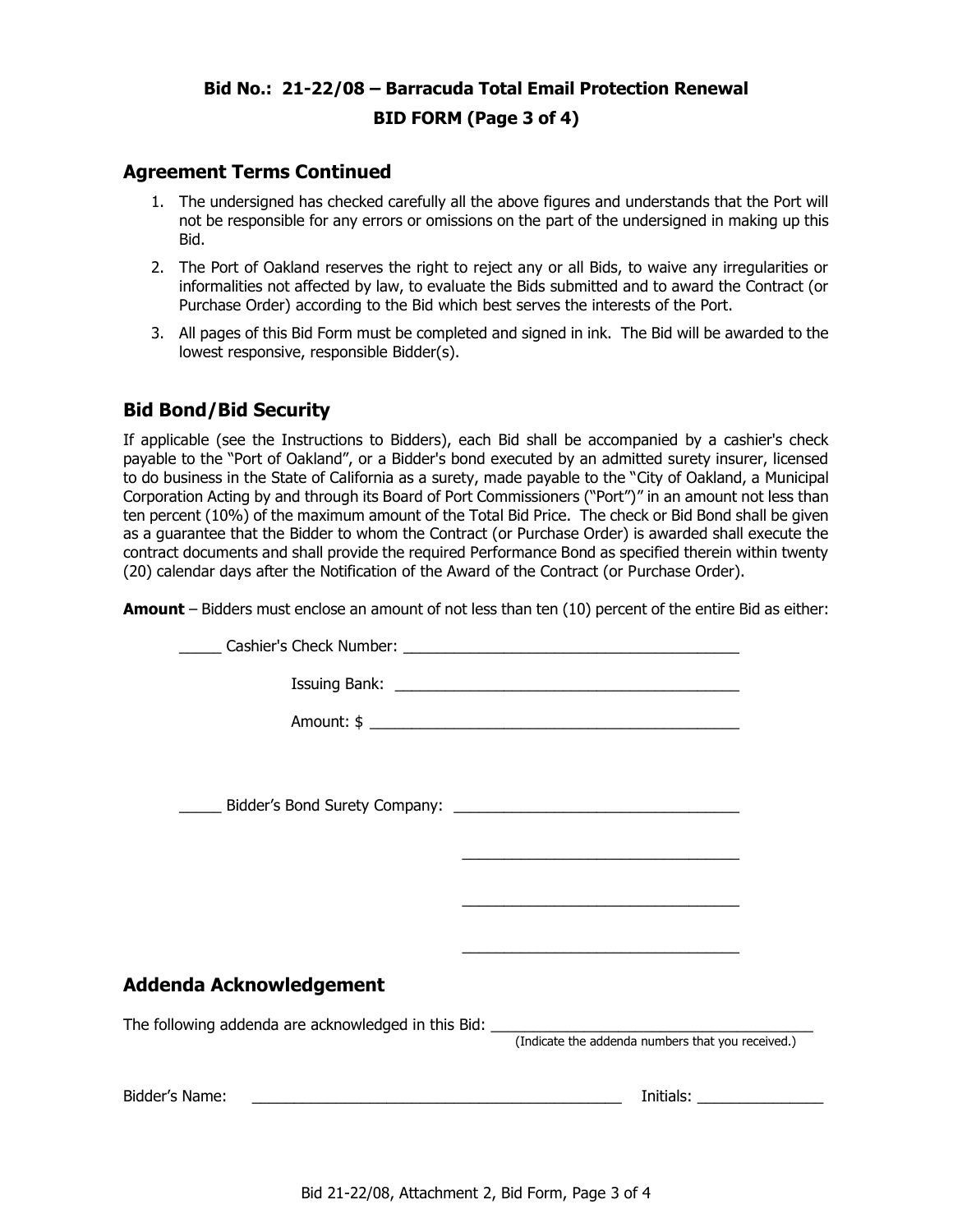**Bid No.: 21-22/08 – Barracuda Total Email Protection Renewal**

**BID FORM (Page 3 of 4)**

## Agreement Terms Continued

1. The undersigned has checked carefully all the above figures and understands that the Port will not be responsible for any errors or omissions on the part of the undersigned in making up this Bid.
2. The Port of Oakland reserves the right to reject any or all Bids, to waive any irregularities or informalities not affected by law, to evaluate the Bids submitted and to award the Contract (or Purchase Order) according to the Bid which best serves the interests of the Port.
3. All pages of this Bid Form must be completed and signed in ink. The Bid will be awarded to the lowest responsive, responsible Bidder(s).

## Bid Bond/Bid Security

If applicable (see the Instructions to Bidders), each Bid shall be accompanied by a cashier's check payable to the "Port of Oakland", or a Bidder's bond executed by an admitted surety insurer, licensed to do business in the State of California as a surety, made payable to the "City of Oakland, a Municipal Corporation Acting by and through its Board of Port Commissioners ("Port")" in an amount not less than ten percent (10%) of the maximum amount of the Total Bid Price. The check or Bid Bond shall be given as a guarantee that the Bidder to whom the Contract (or Purchase Order) is awarded shall execute the contract documents and shall provide the required Performance Bond as specified therein within twenty (20) calendar days after the Notification of the Award of the Contract (or Purchase Order).

**Amount** – Bidders must enclose an amount of not less than ten (10) percent of the entire Bid as either:

_____ Cashier's Check Number: ________________________________________

Issuing Bank: ________________________________________

Amount: $ ____________________________________________

_____ Bidder's Bond Surety Company: __________________________________

__________________________________

__________________________________

__________________________________

## Addenda Acknowledgement

The following addenda are acknowledged in this Bid: ______________________________________
(Indicate the addenda numbers that you received.)

Bidder's Name: ____________________________________________ Initials: _______________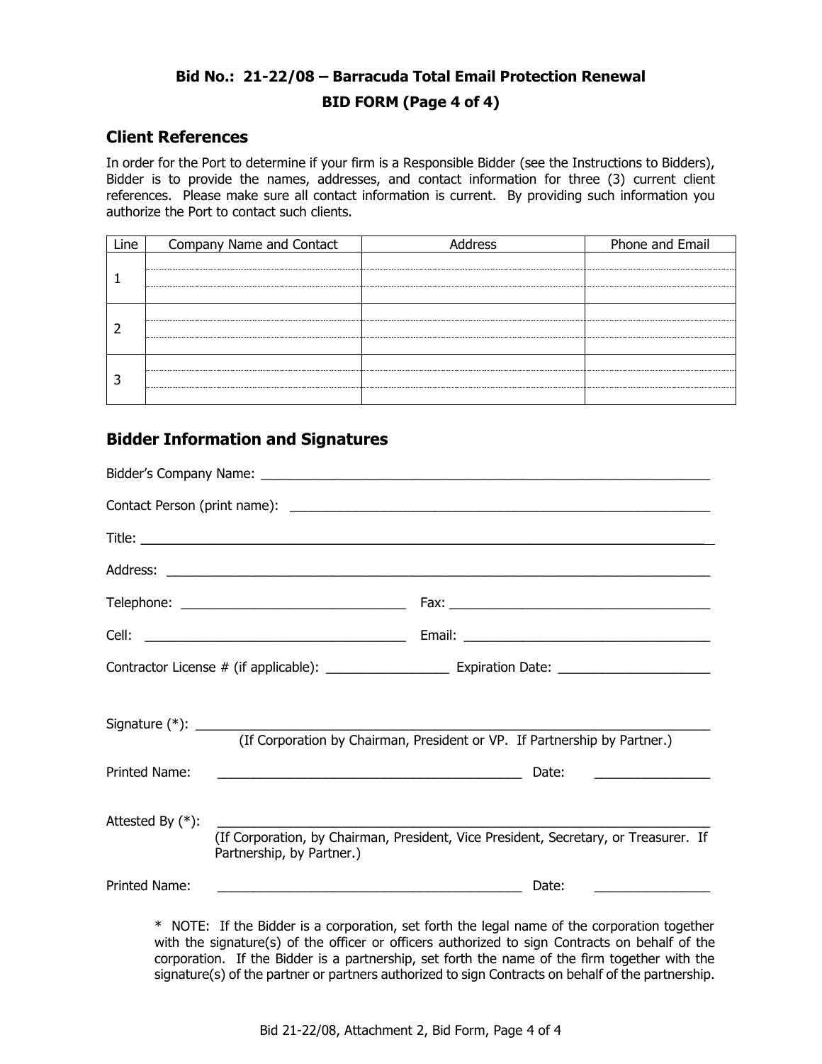**Bid No.: 21-22/08 – Barracuda Total Email Protection Renewal**

**BID FORM (Page 4 of 4)**

## Client References

In order for the Port to determine if your firm is a Responsible Bidder (see the Instructions to Bidders), Bidder is to provide the names, addresses, and contact information for three (3) current client references. Please make sure all contact information is current. By providing such information you authorize the Port to contact such clients.

| Line | Company Name and Contact | Address | Phone and Email |
|---|---|---|---|
| 1 | | | |
| | | | |
| | | | |
| 2 | | | |
| | | | |
| | | | |
| 3 | | | |
| | | | |
| | | | |

## Bidder Information and Signatures

Bidder's Company Name: ___________________________________________________________

Contact Person (print name): ______________________________________________________

Title: ______________________________________________________________________

Address: ____________________________________________________________________

Telephone: ____________________________ Fax: _________________________________

Cell: _________________________________ Email: _______________________________

Contractor License # (if applicable): _______________ Expiration Date: __________________

Signature (*): _____________________________________________________________
(If Corporation by Chairman, President or VP. If Partnership by Partner.)

Printed Name: ______________________________________ Date: ______________

Attested By (*): ___________________________________________________________
(If Corporation, by Chairman, President, Vice President, Secretary, or Treasurer. If Partnership, by Partner.)

Printed Name: ______________________________________ Date: ______________

\* NOTE: If the Bidder is a corporation, set forth the legal name of the corporation together with the signature(s) of the officer or officers authorized to sign Contracts on behalf of the corporation. If the Bidder is a partnership, set forth the name of the firm together with the signature(s) of the partner or partners authorized to sign Contracts on behalf of the partnership.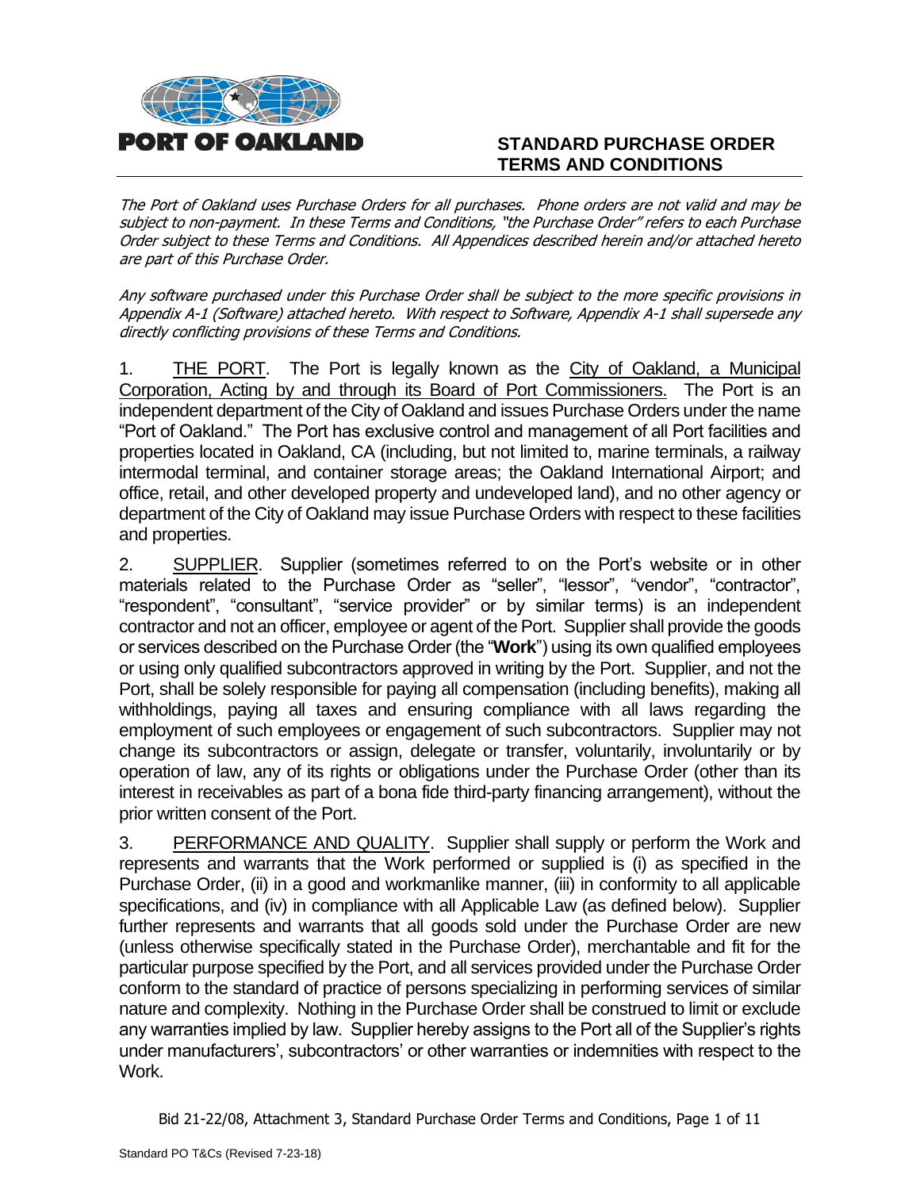**PORT OF OAKLAND**

# STANDARD PURCHASE ORDER TERMS AND CONDITIONS

*The Port of Oakland uses Purchase Orders for all purchases. Phone orders are not valid and may be subject to non-payment. In these Terms and Conditions, "the Purchase Order" refers to each Purchase Order subject to these Terms and Conditions. All Appendices described herein and/or attached hereto are part of this Purchase Order.*

*Any software purchased under this Purchase Order shall be subject to the more specific provisions in Appendix A-1 (Software) attached hereto. With respect to Software, Appendix A-1 shall supersede any directly conflicting provisions of these Terms and Conditions.*

1. THE PORT. The Port is legally known as the City of Oakland, a Municipal Corporation, Acting by and through its Board of Port Commissioners. The Port is an independent department of the City of Oakland and issues Purchase Orders under the name "Port of Oakland." The Port has exclusive control and management of all Port facilities and properties located in Oakland, CA (including, but not limited to, marine terminals, a railway intermodal terminal, and container storage areas; the Oakland International Airport; and office, retail, and other developed property and undeveloped land), and no other agency or department of the City of Oakland may issue Purchase Orders with respect to these facilities and properties.

2. SUPPLIER. Supplier (sometimes referred to on the Port's website or in other materials related to the Purchase Order as "seller", "lessor", "vendor", "contractor", "respondent", "consultant", "service provider" or by similar terms) is an independent contractor and not an officer, employee or agent of the Port. Supplier shall provide the goods or services described on the Purchase Order (the "**Work**") using its own qualified employees or using only qualified subcontractors approved in writing by the Port. Supplier, and not the Port, shall be solely responsible for paying all compensation (including benefits), making all withholdings, paying all taxes and ensuring compliance with all laws regarding the employment of such employees or engagement of such subcontractors. Supplier may not change its subcontractors or assign, delegate or transfer, voluntarily, involuntarily or by operation of law, any of its rights or obligations under the Purchase Order (other than its interest in receivables as part of a bona fide third-party financing arrangement), without the prior written consent of the Port.

3. PERFORMANCE AND QUALITY. Supplier shall supply or perform the Work and represents and warrants that the Work performed or supplied is (i) as specified in the Purchase Order, (ii) in a good and workmanlike manner, (iii) in conformity to all applicable specifications, and (iv) in compliance with all Applicable Law (as defined below). Supplier further represents and warrants that all goods sold under the Purchase Order are new (unless otherwise specifically stated in the Purchase Order), merchantable and fit for the particular purpose specified by the Port, and all services provided under the Purchase Order conform to the standard of practice of persons specializing in performing services of similar nature and complexity. Nothing in the Purchase Order shall be construed to limit or exclude any warranties implied by law. Supplier hereby assigns to the Port all of the Supplier's rights under manufacturers', subcontractors' or other warranties or indemnities with respect to the Work.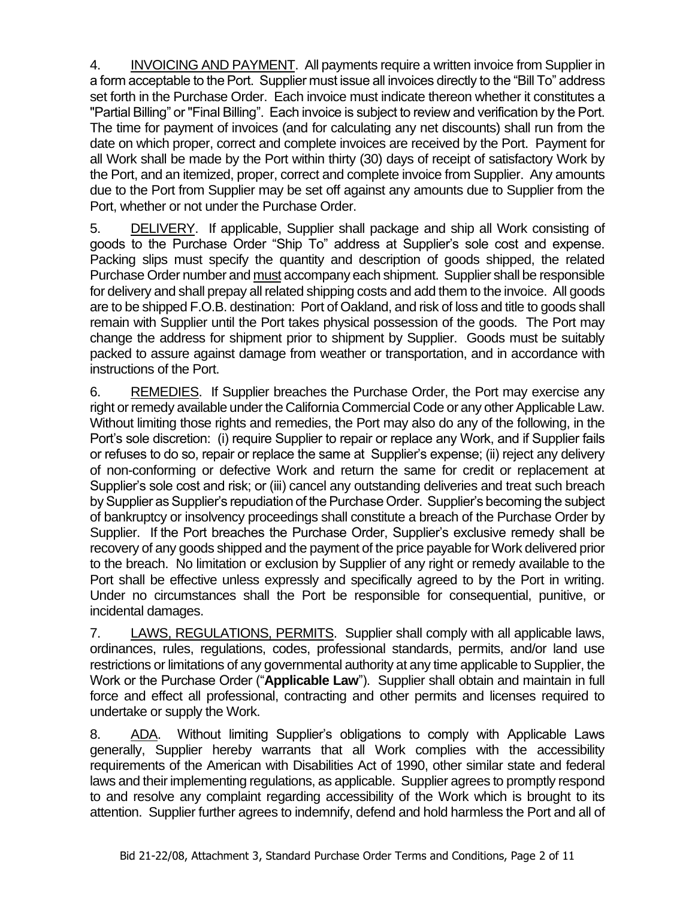4. INVOICING AND PAYMENT. All payments require a written invoice from Supplier in a form acceptable to the Port. Supplier must issue all invoices directly to the "Bill To" address set forth in the Purchase Order. Each invoice must indicate thereon whether it constitutes a "Partial Billing" or "Final Billing". Each invoice is subject to review and verification by the Port. The time for payment of invoices (and for calculating any net discounts) shall run from the date on which proper, correct and complete invoices are received by the Port. Payment for all Work shall be made by the Port within thirty (30) days of receipt of satisfactory Work by the Port, and an itemized, proper, correct and complete invoice from Supplier. Any amounts due to the Port from Supplier may be set off against any amounts due to Supplier from the Port, whether or not under the Purchase Order.

5. DELIVERY. If applicable, Supplier shall package and ship all Work consisting of goods to the Purchase Order "Ship To" address at Supplier's sole cost and expense. Packing slips must specify the quantity and description of goods shipped, the related Purchase Order number and must accompany each shipment. Supplier shall be responsible for delivery and shall prepay all related shipping costs and add them to the invoice. All goods are to be shipped F.O.B. destination: Port of Oakland, and risk of loss and title to goods shall remain with Supplier until the Port takes physical possession of the goods. The Port may change the address for shipment prior to shipment by Supplier. Goods must be suitably packed to assure against damage from weather or transportation, and in accordance with instructions of the Port.

6. REMEDIES. If Supplier breaches the Purchase Order, the Port may exercise any right or remedy available under the California Commercial Code or any other Applicable Law. Without limiting those rights and remedies, the Port may also do any of the following, in the Port's sole discretion: (i) require Supplier to repair or replace any Work, and if Supplier fails or refuses to do so, repair or replace the same at Supplier's expense; (ii) reject any delivery of non-conforming or defective Work and return the same for credit or replacement at Supplier's sole cost and risk; or (iii) cancel any outstanding deliveries and treat such breach by Supplier as Supplier's repudiation of the Purchase Order. Supplier's becoming the subject of bankruptcy or insolvency proceedings shall constitute a breach of the Purchase Order by Supplier. If the Port breaches the Purchase Order, Supplier's exclusive remedy shall be recovery of any goods shipped and the payment of the price payable for Work delivered prior to the breach. No limitation or exclusion by Supplier of any right or remedy available to the Port shall be effective unless expressly and specifically agreed to by the Port in writing. Under no circumstances shall the Port be responsible for consequential, punitive, or incidental damages.

7. LAWS, REGULATIONS, PERMITS. Supplier shall comply with all applicable laws, ordinances, rules, regulations, codes, professional standards, permits, and/or land use restrictions or limitations of any governmental authority at any time applicable to Supplier, the Work or the Purchase Order ("**Applicable Law**"). Supplier shall obtain and maintain in full force and effect all professional, contracting and other permits and licenses required to undertake or supply the Work.

8. ADA. Without limiting Supplier's obligations to comply with Applicable Laws generally, Supplier hereby warrants that all Work complies with the accessibility requirements of the American with Disabilities Act of 1990, other similar state and federal laws and their implementing regulations, as applicable. Supplier agrees to promptly respond to and resolve any complaint regarding accessibility of the Work which is brought to its attention. Supplier further agrees to indemnify, defend and hold harmless the Port and all of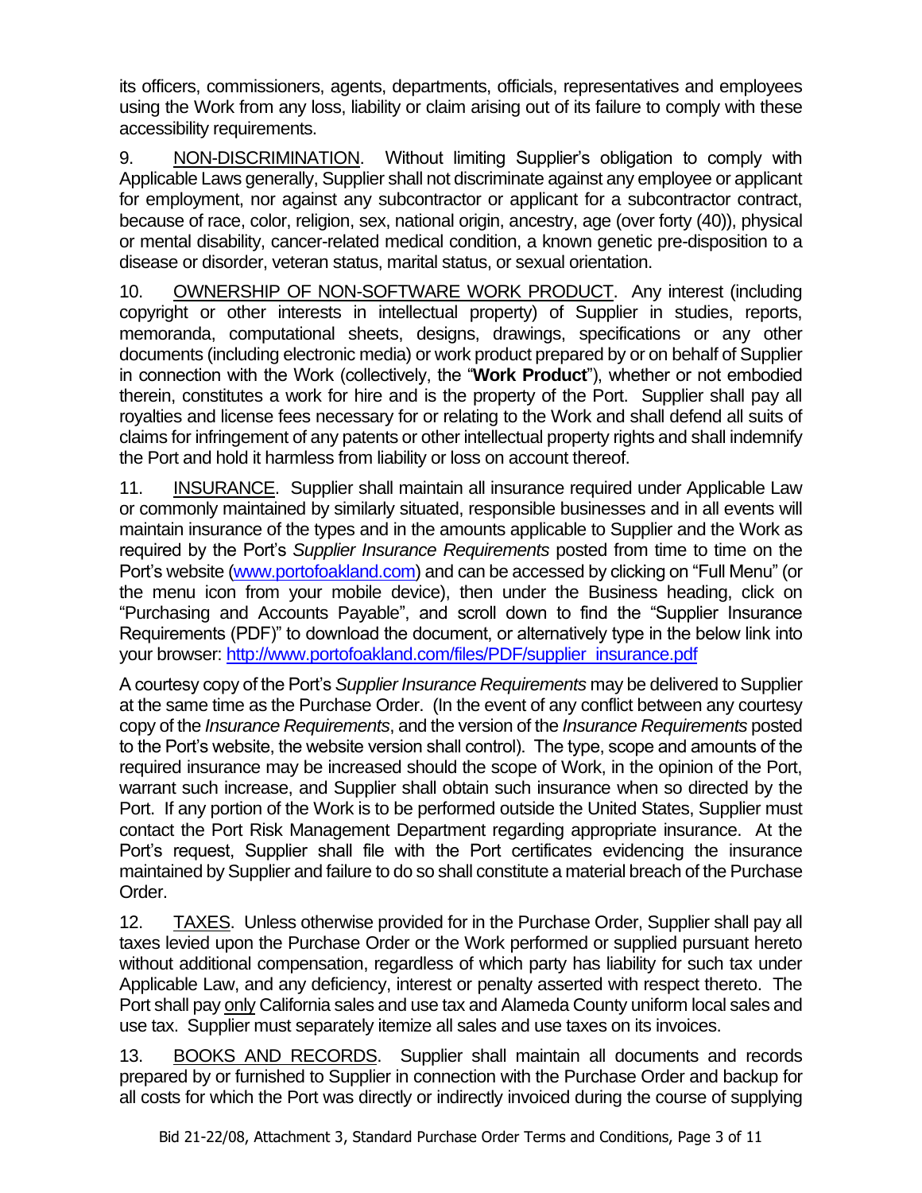its officers, commissioners, agents, departments, officials, representatives and employees using the Work from any loss, liability or claim arising out of its failure to comply with these accessibility requirements.

9. NON-DISCRIMINATION. Without limiting Supplier's obligation to comply with Applicable Laws generally, Supplier shall not discriminate against any employee or applicant for employment, nor against any subcontractor or applicant for a subcontractor contract, because of race, color, religion, sex, national origin, ancestry, age (over forty (40)), physical or mental disability, cancer-related medical condition, a known genetic pre-disposition to a disease or disorder, veteran status, marital status, or sexual orientation.

10. OWNERSHIP OF NON-SOFTWARE WORK PRODUCT. Any interest (including copyright or other interests in intellectual property) of Supplier in studies, reports, memoranda, computational sheets, designs, drawings, specifications or any other documents (including electronic media) or work product prepared by or on behalf of Supplier in connection with the Work (collectively, the "**Work Product**"), whether or not embodied therein, constitutes a work for hire and is the property of the Port. Supplier shall pay all royalties and license fees necessary for or relating to the Work and shall defend all suits of claims for infringement of any patents or other intellectual property rights and shall indemnify the Port and hold it harmless from liability or loss on account thereof.

11. INSURANCE. Supplier shall maintain all insurance required under Applicable Law or commonly maintained by similarly situated, responsible businesses and in all events will maintain insurance of the types and in the amounts applicable to Supplier and the Work as required by the Port's *Supplier Insurance Requirements* posted from time to time on the Port's website (www.portofoakland.com) and can be accessed by clicking on "Full Menu" (or the menu icon from your mobile device), then under the Business heading, click on "Purchasing and Accounts Payable", and scroll down to find the "Supplier Insurance Requirements (PDF)" to download the document, or alternatively type in the below link into your browser: http://www.portofoakland.com/files/PDF/supplier_insurance.pdf

A courtesy copy of the Port's *Supplier Insurance Requirements* may be delivered to Supplier at the same time as the Purchase Order. (In the event of any conflict between any courtesy copy of the *Insurance Requirements*, and the version of the *Insurance Requirements* posted to the Port's website, the website version shall control). The type, scope and amounts of the required insurance may be increased should the scope of Work, in the opinion of the Port, warrant such increase, and Supplier shall obtain such insurance when so directed by the Port. If any portion of the Work is to be performed outside the United States, Supplier must contact the Port Risk Management Department regarding appropriate insurance. At the Port's request, Supplier shall file with the Port certificates evidencing the insurance maintained by Supplier and failure to do so shall constitute a material breach of the Purchase Order.

12. TAXES. Unless otherwise provided for in the Purchase Order, Supplier shall pay all taxes levied upon the Purchase Order or the Work performed or supplied pursuant hereto without additional compensation, regardless of which party has liability for such tax under Applicable Law, and any deficiency, interest or penalty asserted with respect thereto. The Port shall pay only California sales and use tax and Alameda County uniform local sales and use tax. Supplier must separately itemize all sales and use taxes on its invoices.

13. BOOKS AND RECORDS. Supplier shall maintain all documents and records prepared by or furnished to Supplier in connection with the Purchase Order and backup for all costs for which the Port was directly or indirectly invoiced during the course of supplying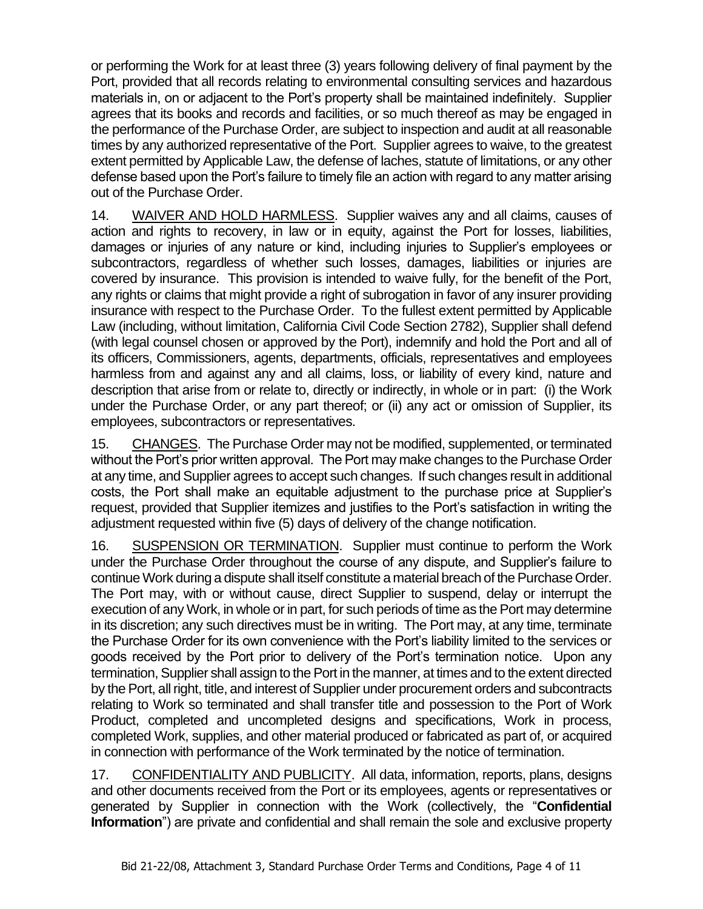or performing the Work for at least three (3) years following delivery of final payment by the Port, provided that all records relating to environmental consulting services and hazardous materials in, on or adjacent to the Port's property shall be maintained indefinitely. Supplier agrees that its books and records and facilities, or so much thereof as may be engaged in the performance of the Purchase Order, are subject to inspection and audit at all reasonable times by any authorized representative of the Port. Supplier agrees to waive, to the greatest extent permitted by Applicable Law, the defense of laches, statute of limitations, or any other defense based upon the Port's failure to timely file an action with regard to any matter arising out of the Purchase Order.

14. <u>WAIVER AND HOLD HARMLESS</u>. Supplier waives any and all claims, causes of action and rights to recovery, in law or in equity, against the Port for losses, liabilities, damages or injuries of any nature or kind, including injuries to Supplier's employees or subcontractors, regardless of whether such losses, damages, liabilities or injuries are covered by insurance. This provision is intended to waive fully, for the benefit of the Port, any rights or claims that might provide a right of subrogation in favor of any insurer providing insurance with respect to the Purchase Order. To the fullest extent permitted by Applicable Law (including, without limitation, California Civil Code Section 2782), Supplier shall defend (with legal counsel chosen or approved by the Port), indemnify and hold the Port and all of its officers, Commissioners, agents, departments, officials, representatives and employees harmless from and against any and all claims, loss, or liability of every kind, nature and description that arise from or relate to, directly or indirectly, in whole or in part: (i) the Work under the Purchase Order, or any part thereof; or (ii) any act or omission of Supplier, its employees, subcontractors or representatives.

15. <u>CHANGES</u>. The Purchase Order may not be modified, supplemented, or terminated without the Port's prior written approval. The Port may make changes to the Purchase Order at any time, and Supplier agrees to accept such changes. If such changes result in additional costs, the Port shall make an equitable adjustment to the purchase price at Supplier's request, provided that Supplier itemizes and justifies to the Port's satisfaction in writing the adjustment requested within five (5) days of delivery of the change notification.

16. <u>SUSPENSION OR TERMINATION</u>. Supplier must continue to perform the Work under the Purchase Order throughout the course of any dispute, and Supplier's failure to continue Work during a dispute shall itself constitute a material breach of the Purchase Order. The Port may, with or without cause, direct Supplier to suspend, delay or interrupt the execution of any Work, in whole or in part, for such periods of time as the Port may determine in its discretion; any such directives must be in writing. The Port may, at any time, terminate the Purchase Order for its own convenience with the Port's liability limited to the services or goods received by the Port prior to delivery of the Port's termination notice. Upon any termination, Supplier shall assign to the Port in the manner, at times and to the extent directed by the Port, all right, title, and interest of Supplier under procurement orders and subcontracts relating to Work so terminated and shall transfer title and possession to the Port of Work Product, completed and uncompleted designs and specifications, Work in process, completed Work, supplies, and other material produced or fabricated as part of, or acquired in connection with performance of the Work terminated by the notice of termination.

17. <u>CONFIDENTIALITY AND PUBLICITY</u>. All data, information, reports, plans, designs and other documents received from the Port or its employees, agents or representatives or generated by Supplier in connection with the Work (collectively, the "**Confidential Information**") are private and confidential and shall remain the sole and exclusive property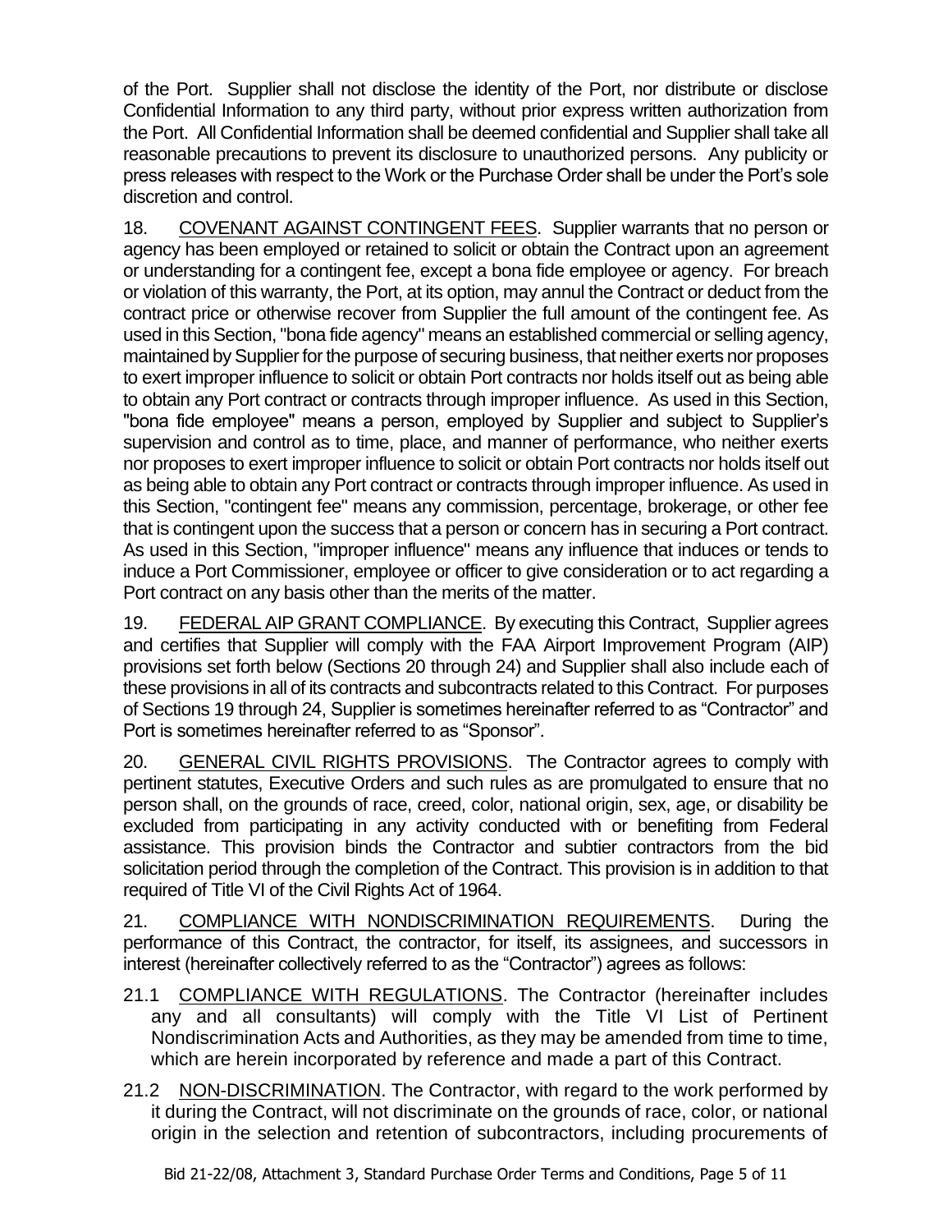of the Port. Supplier shall not disclose the identity of the Port, nor distribute or disclose Confidential Information to any third party, without prior express written authorization from the Port. All Confidential Information shall be deemed confidential and Supplier shall take all reasonable precautions to prevent its disclosure to unauthorized persons. Any publicity or press releases with respect to the Work or the Purchase Order shall be under the Port's sole discretion and control.

18. COVENANT AGAINST CONTINGENT FEES. Supplier warrants that no person or agency has been employed or retained to solicit or obtain the Contract upon an agreement or understanding for a contingent fee, except a bona fide employee or agency. For breach or violation of this warranty, the Port, at its option, may annul the Contract or deduct from the contract price or otherwise recover from Supplier the full amount of the contingent fee. As used in this Section, "bona fide agency" means an established commercial or selling agency, maintained by Supplier for the purpose of securing business, that neither exerts nor proposes to exert improper influence to solicit or obtain Port contracts nor holds itself out as being able to obtain any Port contract or contracts through improper influence. As used in this Section, "bona fide employee" means a person, employed by Supplier and subject to Supplier's supervision and control as to time, place, and manner of performance, who neither exerts nor proposes to exert improper influence to solicit or obtain Port contracts nor holds itself out as being able to obtain any Port contract or contracts through improper influence. As used in this Section, "contingent fee" means any commission, percentage, brokerage, or other fee that is contingent upon the success that a person or concern has in securing a Port contract. As used in this Section, "improper influence" means any influence that induces or tends to induce a Port Commissioner, employee or officer to give consideration or to act regarding a Port contract on any basis other than the merits of the matter.

19. FEDERAL AIP GRANT COMPLIANCE. By executing this Contract, Supplier agrees and certifies that Supplier will comply with the FAA Airport Improvement Program (AIP) provisions set forth below (Sections 20 through 24) and Supplier shall also include each of these provisions in all of its contracts and subcontracts related to this Contract. For purposes of Sections 19 through 24, Supplier is sometimes hereinafter referred to as "Contractor" and Port is sometimes hereinafter referred to as "Sponsor".

20. GENERAL CIVIL RIGHTS PROVISIONS. The Contractor agrees to comply with pertinent statutes, Executive Orders and such rules as are promulgated to ensure that no person shall, on the grounds of race, creed, color, national origin, sex, age, or disability be excluded from participating in any activity conducted with or benefiting from Federal assistance. This provision binds the Contractor and subtier contractors from the bid solicitation period through the completion of the Contract. This provision is in addition to that required of Title VI of the Civil Rights Act of 1964.

21. COMPLIANCE WITH NONDISCRIMINATION REQUIREMENTS. During the performance of this Contract, the contractor, for itself, its assignees, and successors in interest (hereinafter collectively referred to as the "Contractor") agrees as follows:

21.1 COMPLIANCE WITH REGULATIONS. The Contractor (hereinafter includes any and all consultants) will comply with the Title VI List of Pertinent Nondiscrimination Acts and Authorities, as they may be amended from time to time, which are herein incorporated by reference and made a part of this Contract.

21.2 NON-DISCRIMINATION. The Contractor, with regard to the work performed by it during the Contract, will not discriminate on the grounds of race, color, or national origin in the selection and retention of subcontractors, including procurements of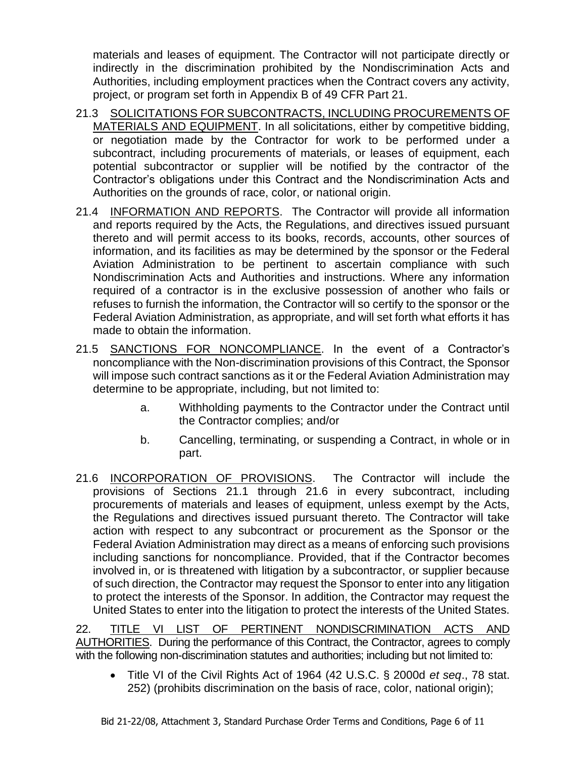materials and leases of equipment. The Contractor will not participate directly or indirectly in the discrimination prohibited by the Nondiscrimination Acts and Authorities, including employment practices when the Contract covers any activity, project, or program set forth in Appendix B of 49 CFR Part 21.

21.3 SOLICITATIONS FOR SUBCONTRACTS, INCLUDING PROCUREMENTS OF MATERIALS AND EQUIPMENT. In all solicitations, either by competitive bidding, or negotiation made by the Contractor for work to be performed under a subcontract, including procurements of materials, or leases of equipment, each potential subcontractor or supplier will be notified by the contractor of the Contractor's obligations under this Contract and the Nondiscrimination Acts and Authorities on the grounds of race, color, or national origin.

21.4 INFORMATION AND REPORTS. The Contractor will provide all information and reports required by the Acts, the Regulations, and directives issued pursuant thereto and will permit access to its books, records, accounts, other sources of information, and its facilities as may be determined by the sponsor or the Federal Aviation Administration to be pertinent to ascertain compliance with such Nondiscrimination Acts and Authorities and instructions. Where any information required of a contractor is in the exclusive possession of another who fails or refuses to furnish the information, the Contractor will so certify to the sponsor or the Federal Aviation Administration, as appropriate, and will set forth what efforts it has made to obtain the information.

21.5 SANCTIONS FOR NONCOMPLIANCE. In the event of a Contractor's noncompliance with the Non-discrimination provisions of this Contract, the Sponsor will impose such contract sanctions as it or the Federal Aviation Administration may determine to be appropriate, including, but not limited to:

a. Withholding payments to the Contractor under the Contract until the Contractor complies; and/or

b. Cancelling, terminating, or suspending a Contract, in whole or in part.

21.6 INCORPORATION OF PROVISIONS. The Contractor will include the provisions of Sections 21.1 through 21.6 in every subcontract, including procurements of materials and leases of equipment, unless exempt by the Acts, the Regulations and directives issued pursuant thereto. The Contractor will take action with respect to any subcontract or procurement as the Sponsor or the Federal Aviation Administration may direct as a means of enforcing such provisions including sanctions for noncompliance. Provided, that if the Contractor becomes involved in, or is threatened with litigation by a subcontractor, or supplier because of such direction, the Contractor may request the Sponsor to enter into any litigation to protect the interests of the Sponsor. In addition, the Contractor may request the United States to enter into the litigation to protect the interests of the United States.

22. TITLE VI LIST OF PERTINENT NONDISCRIMINATION ACTS AND AUTHORITIES. During the performance of this Contract, the Contractor, agrees to comply with the following non-discrimination statutes and authorities; including but not limited to:

- Title VI of the Civil Rights Act of 1964 (42 U.S.C. § 2000d *et seq*., 78 stat. 252) (prohibits discrimination on the basis of race, color, national origin);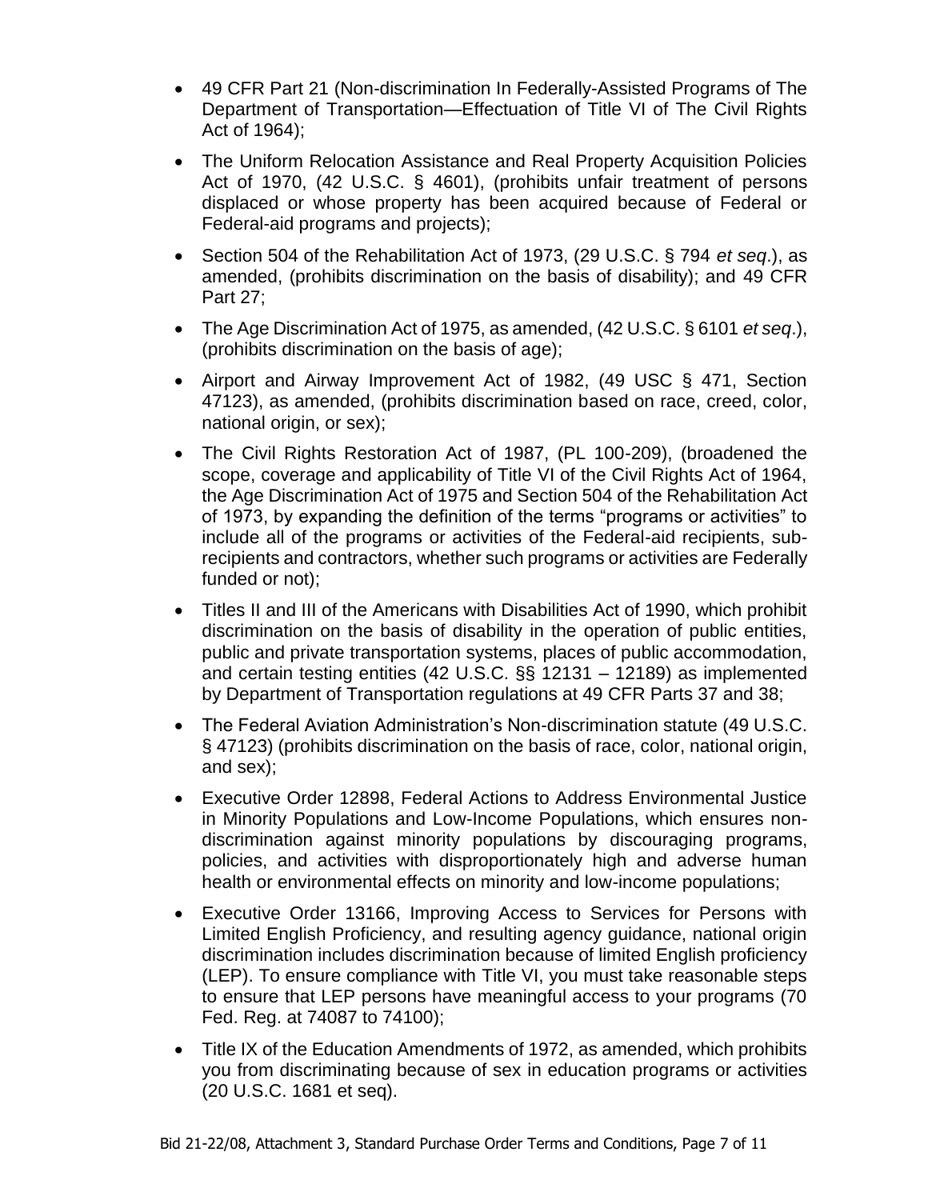- 49 CFR Part 21 (Non-discrimination In Federally-Assisted Programs of The Department of Transportation—Effectuation of Title VI of The Civil Rights Act of 1964);
- The Uniform Relocation Assistance and Real Property Acquisition Policies Act of 1970, (42 U.S.C. § 4601), (prohibits unfair treatment of persons displaced or whose property has been acquired because of Federal or Federal-aid programs and projects);
- Section 504 of the Rehabilitation Act of 1973, (29 U.S.C. § 794 *et seq*.), as amended, (prohibits discrimination on the basis of disability); and 49 CFR Part 27;
- The Age Discrimination Act of 1975, as amended, (42 U.S.C. § 6101 *et seq*.), (prohibits discrimination on the basis of age);
- Airport and Airway Improvement Act of 1982, (49 USC § 471, Section 47123), as amended, (prohibits discrimination based on race, creed, color, national origin, or sex);
- The Civil Rights Restoration Act of 1987, (PL 100-209), (broadened the scope, coverage and applicability of Title VI of the Civil Rights Act of 1964, the Age Discrimination Act of 1975 and Section 504 of the Rehabilitation Act of 1973, by expanding the definition of the terms "programs or activities" to include all of the programs or activities of the Federal-aid recipients, sub-recipients and contractors, whether such programs or activities are Federally funded or not);
- Titles II and III of the Americans with Disabilities Act of 1990, which prohibit discrimination on the basis of disability in the operation of public entities, public and private transportation systems, places of public accommodation, and certain testing entities (42 U.S.C. §§ 12131 – 12189) as implemented by Department of Transportation regulations at 49 CFR Parts 37 and 38;
- The Federal Aviation Administration's Non-discrimination statute (49 U.S.C. § 47123) (prohibits discrimination on the basis of race, color, national origin, and sex);
- Executive Order 12898, Federal Actions to Address Environmental Justice in Minority Populations and Low-Income Populations, which ensures non-discrimination against minority populations by discouraging programs, policies, and activities with disproportionately high and adverse human health or environmental effects on minority and low-income populations;
- Executive Order 13166, Improving Access to Services for Persons with Limited English Proficiency, and resulting agency guidance, national origin discrimination includes discrimination because of limited English proficiency (LEP). To ensure compliance with Title VI, you must take reasonable steps to ensure that LEP persons have meaningful access to your programs (70 Fed. Reg. at 74087 to 74100);
- Title IX of the Education Amendments of 1972, as amended, which prohibits you from discriminating because of sex in education programs or activities (20 U.S.C. 1681 et seq).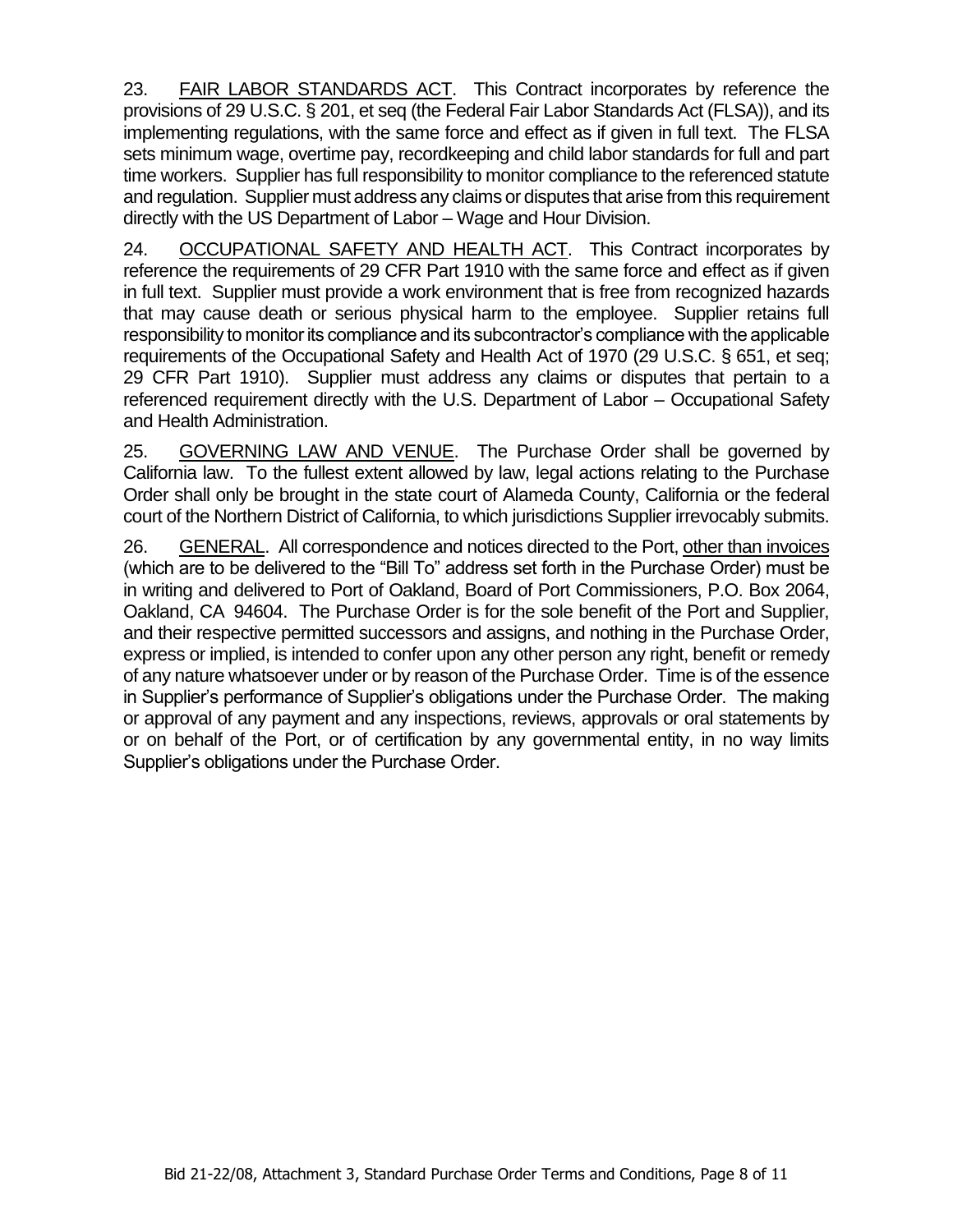23. FAIR LABOR STANDARDS ACT. This Contract incorporates by reference the provisions of 29 U.S.C. § 201, et seq (the Federal Fair Labor Standards Act (FLSA)), and its implementing regulations, with the same force and effect as if given in full text. The FLSA sets minimum wage, overtime pay, recordkeeping and child labor standards for full and part time workers. Supplier has full responsibility to monitor compliance to the referenced statute and regulation. Supplier must address any claims or disputes that arise from this requirement directly with the US Department of Labor – Wage and Hour Division.

24. OCCUPATIONAL SAFETY AND HEALTH ACT. This Contract incorporates by reference the requirements of 29 CFR Part 1910 with the same force and effect as if given in full text. Supplier must provide a work environment that is free from recognized hazards that may cause death or serious physical harm to the employee. Supplier retains full responsibility to monitor its compliance and its subcontractor's compliance with the applicable requirements of the Occupational Safety and Health Act of 1970 (29 U.S.C. § 651, et seq; 29 CFR Part 1910). Supplier must address any claims or disputes that pertain to a referenced requirement directly with the U.S. Department of Labor – Occupational Safety and Health Administration.

25. GOVERNING LAW AND VENUE. The Purchase Order shall be governed by California law. To the fullest extent allowed by law, legal actions relating to the Purchase Order shall only be brought in the state court of Alameda County, California or the federal court of the Northern District of California, to which jurisdictions Supplier irrevocably submits.

26. GENERAL. All correspondence and notices directed to the Port, other than invoices (which are to be delivered to the "Bill To" address set forth in the Purchase Order) must be in writing and delivered to Port of Oakland, Board of Port Commissioners, P.O. Box 2064, Oakland, CA 94604. The Purchase Order is for the sole benefit of the Port and Supplier, and their respective permitted successors and assigns, and nothing in the Purchase Order, express or implied, is intended to confer upon any other person any right, benefit or remedy of any nature whatsoever under or by reason of the Purchase Order. Time is of the essence in Supplier's performance of Supplier's obligations under the Purchase Order. The making or approval of any payment and any inspections, reviews, approvals or oral statements by or on behalf of the Port, or of certification by any governmental entity, in no way limits Supplier's obligations under the Purchase Order.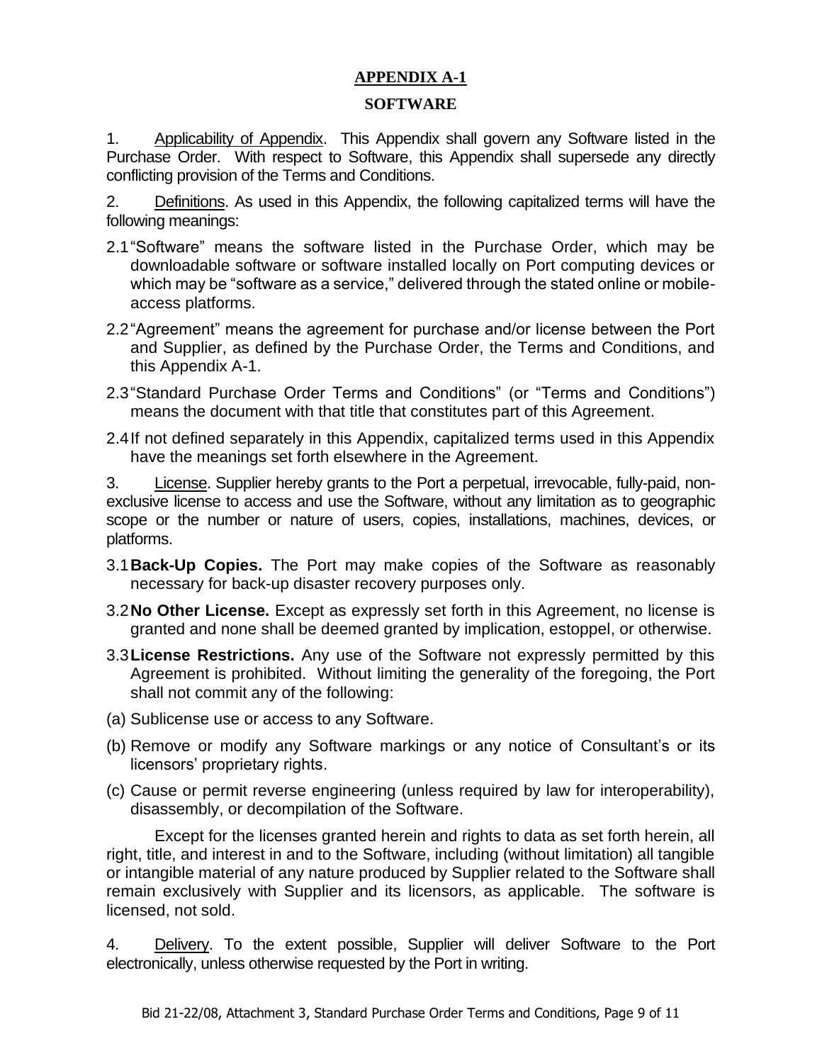## APPENDIX A-1

## SOFTWARE

1. Applicability of Appendix. This Appendix shall govern any Software listed in the Purchase Order. With respect to Software, this Appendix shall supersede any directly conflicting provision of the Terms and Conditions.

2. Definitions. As used in this Appendix, the following capitalized terms will have the following meanings:

2.1 "Software" means the software listed in the Purchase Order, which may be downloadable software or software installed locally on Port computing devices or which may be "software as a service," delivered through the stated online or mobile-access platforms.

2.2 "Agreement" means the agreement for purchase and/or license between the Port and Supplier, as defined by the Purchase Order, the Terms and Conditions, and this Appendix A-1.

2.3 "Standard Purchase Order Terms and Conditions" (or "Terms and Conditions") means the document with that title that constitutes part of this Agreement.

2.4 If not defined separately in this Appendix, capitalized terms used in this Appendix have the meanings set forth elsewhere in the Agreement.

3. License. Supplier hereby grants to the Port a perpetual, irrevocable, fully-paid, non-exclusive license to access and use the Software, without any limitation as to geographic scope or the number or nature of users, copies, installations, machines, devices, or platforms.

3.1 **Back-Up Copies.** The Port may make copies of the Software as reasonably necessary for back-up disaster recovery purposes only.

3.2 **No Other License.** Except as expressly set forth in this Agreement, no license is granted and none shall be deemed granted by implication, estoppel, or otherwise.

3.3 **License Restrictions.** Any use of the Software not expressly permitted by this Agreement is prohibited. Without limiting the generality of the foregoing, the Port shall not commit any of the following:

(a) Sublicense use or access to any Software.

(b) Remove or modify any Software markings or any notice of Consultant's or its licensors' proprietary rights.

(c) Cause or permit reverse engineering (unless required by law for interoperability), disassembly, or decompilation of the Software.

Except for the licenses granted herein and rights to data as set forth herein, all right, title, and interest in and to the Software, including (without limitation) all tangible or intangible material of any nature produced by Supplier related to the Software shall remain exclusively with Supplier and its licensors, as applicable. The software is licensed, not sold.

4. Delivery. To the extent possible, Supplier will deliver Software to the Port electronically, unless otherwise requested by the Port in writing.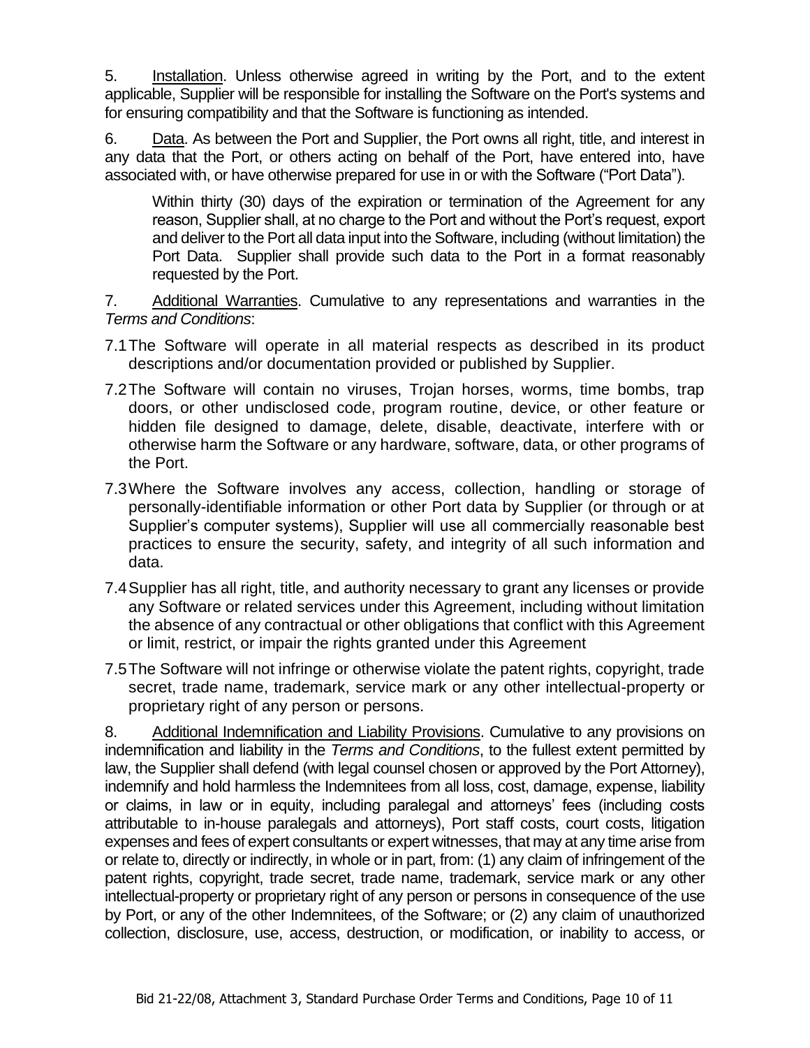5. Installation. Unless otherwise agreed in writing by the Port, and to the extent applicable, Supplier will be responsible for installing the Software on the Port's systems and for ensuring compatibility and that the Software is functioning as intended.

6. Data. As between the Port and Supplier, the Port owns all right, title, and interest in any data that the Port, or others acting on behalf of the Port, have entered into, have associated with, or have otherwise prepared for use in or with the Software ("Port Data").

> Within thirty (30) days of the expiration or termination of the Agreement for any reason, Supplier shall, at no charge to the Port and without the Port's request, export and deliver to the Port all data input into the Software, including (without limitation) the Port Data. Supplier shall provide such data to the Port in a format reasonably requested by the Port.

7. Additional Warranties. Cumulative to any representations and warranties in the *Terms and Conditions*:

7.1 The Software will operate in all material respects as described in its product descriptions and/or documentation provided or published by Supplier.

7.2 The Software will contain no viruses, Trojan horses, worms, time bombs, trap doors, or other undisclosed code, program routine, device, or other feature or hidden file designed to damage, delete, disable, deactivate, interfere with or otherwise harm the Software or any hardware, software, data, or other programs of the Port.

7.3 Where the Software involves any access, collection, handling or storage of personally-identifiable information or other Port data by Supplier (or through or at Supplier's computer systems), Supplier will use all commercially reasonable best practices to ensure the security, safety, and integrity of all such information and data.

7.4 Supplier has all right, title, and authority necessary to grant any licenses or provide any Software or related services under this Agreement, including without limitation the absence of any contractual or other obligations that conflict with this Agreement or limit, restrict, or impair the rights granted under this Agreement

7.5 The Software will not infringe or otherwise violate the patent rights, copyright, trade secret, trade name, trademark, service mark or any other intellectual-property or proprietary right of any person or persons.

8. Additional Indemnification and Liability Provisions. Cumulative to any provisions on indemnification and liability in the *Terms and Conditions*, to the fullest extent permitted by law, the Supplier shall defend (with legal counsel chosen or approved by the Port Attorney), indemnify and hold harmless the Indemnitees from all loss, cost, damage, expense, liability or claims, in law or in equity, including paralegal and attorneys' fees (including costs attributable to in-house paralegals and attorneys), Port staff costs, court costs, litigation expenses and fees of expert consultants or expert witnesses, that may at any time arise from or relate to, directly or indirectly, in whole or in part, from: (1) any claim of infringement of the patent rights, copyright, trade secret, trade name, trademark, service mark or any other intellectual-property or proprietary right of any person or persons in consequence of the use by Port, or any of the other Indemnitees, of the Software; or (2) any claim of unauthorized collection, disclosure, use, access, destruction, or modification, or inability to access, or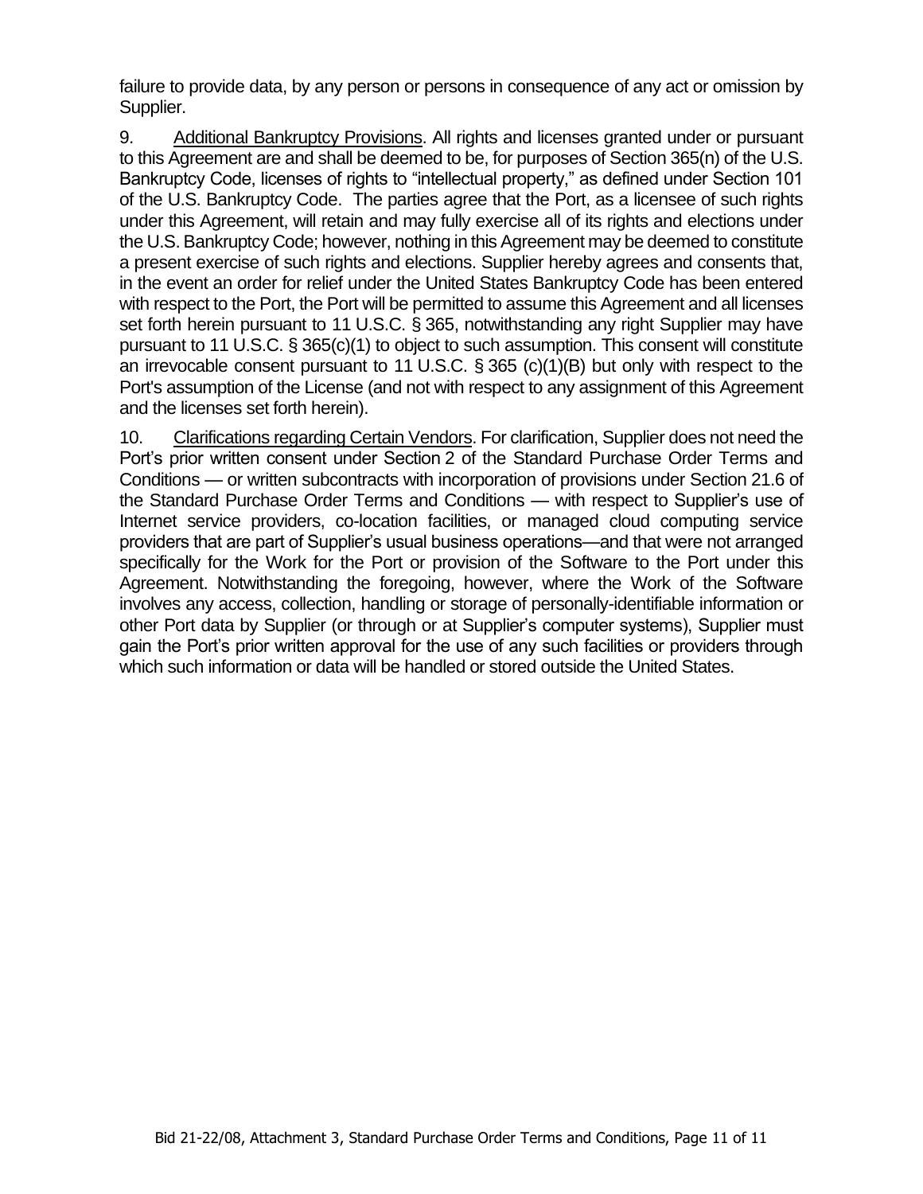failure to provide data, by any person or persons in consequence of any act or omission by Supplier.

9. Additional Bankruptcy Provisions. All rights and licenses granted under or pursuant to this Agreement are and shall be deemed to be, for purposes of Section 365(n) of the U.S. Bankruptcy Code, licenses of rights to "intellectual property," as defined under Section 101 of the U.S. Bankruptcy Code. The parties agree that the Port, as a licensee of such rights under this Agreement, will retain and may fully exercise all of its rights and elections under the U.S. Bankruptcy Code; however, nothing in this Agreement may be deemed to constitute a present exercise of such rights and elections. Supplier hereby agrees and consents that, in the event an order for relief under the United States Bankruptcy Code has been entered with respect to the Port, the Port will be permitted to assume this Agreement and all licenses set forth herein pursuant to 11 U.S.C. § 365, notwithstanding any right Supplier may have pursuant to 11 U.S.C. § 365(c)(1) to object to such assumption. This consent will constitute an irrevocable consent pursuant to 11 U.S.C. § 365 (c)(1)(B) but only with respect to the Port's assumption of the License (and not with respect to any assignment of this Agreement and the licenses set forth herein).

10. Clarifications regarding Certain Vendors. For clarification, Supplier does not need the Port's prior written consent under Section 2 of the Standard Purchase Order Terms and Conditions — or written subcontracts with incorporation of provisions under Section 21.6 of the Standard Purchase Order Terms and Conditions — with respect to Supplier's use of Internet service providers, co-location facilities, or managed cloud computing service providers that are part of Supplier's usual business operations—and that were not arranged specifically for the Work for the Port or provision of the Software to the Port under this Agreement. Notwithstanding the foregoing, however, where the Work of the Software involves any access, collection, handling or storage of personally-identifiable information or other Port data by Supplier (or through or at Supplier's computer systems), Supplier must gain the Port's prior written approval for the use of any such facilities or providers through which such information or data will be handled or stored outside the United States.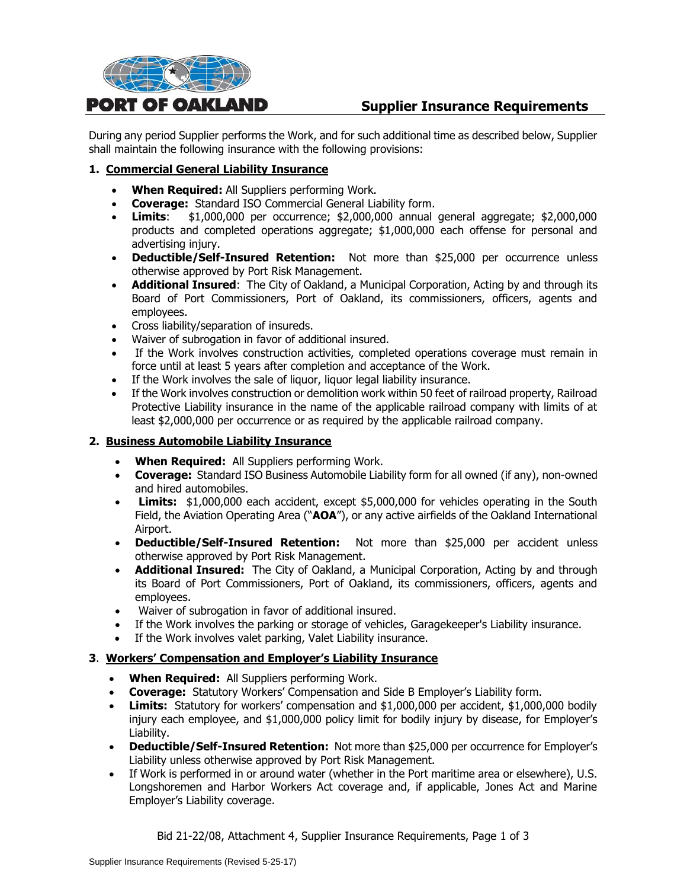## Supplier Insurance Requirements

During any period Supplier performs the Work, and for such additional time as described below, Supplier shall maintain the following insurance with the following provisions:

### 1. Commercial General Liability Insurance

- **When Required:** All Suppliers performing Work.
- **Coverage:** Standard ISO Commercial General Liability form.
- **Limits**: $1,000,000 per occurrence; $2,000,000 annual general aggregate; $2,000,000 products and completed operations aggregate; $1,000,000 each offense for personal and advertising injury.
- **Deductible/Self-Insured Retention:** Not more than $25,000 per occurrence unless otherwise approved by Port Risk Management.
- **Additional Insured**: The City of Oakland, a Municipal Corporation, Acting by and through its Board of Port Commissioners, Port of Oakland, its commissioners, officers, agents and employees.
- Cross liability/separation of insureds.
- Waiver of subrogation in favor of additional insured.
- If the Work involves construction activities, completed operations coverage must remain in force until at least 5 years after completion and acceptance of the Work.
- If the Work involves the sale of liquor, liquor legal liability insurance.
- If the Work involves construction or demolition work within 50 feet of railroad property, Railroad Protective Liability insurance in the name of the applicable railroad company with limits of at least $2,000,000 per occurrence or as required by the applicable railroad company.

### 2. Business Automobile Liability Insurance

- **When Required:** All Suppliers performing Work.
- **Coverage:** Standard ISO Business Automobile Liability form for all owned (if any), non-owned and hired automobiles.
- **Limits:** $1,000,000 each accident, except $5,000,000 for vehicles operating in the South Field, the Aviation Operating Area ("**AOA**"), or any active airfields of the Oakland International Airport.
- **Deductible/Self-Insured Retention:** Not more than $25,000 per accident unless otherwise approved by Port Risk Management.
- **Additional Insured:** The City of Oakland, a Municipal Corporation, Acting by and through its Board of Port Commissioners, Port of Oakland, its commissioners, officers, agents and employees.
- Waiver of subrogation in favor of additional insured.
- If the Work involves the parking or storage of vehicles, Garagekeeper's Liability insurance.
- If the Work involves valet parking, Valet Liability insurance.

### 3. Workers' Compensation and Employer's Liability Insurance

- **When Required:** All Suppliers performing Work.
- **Coverage:** Statutory Workers' Compensation and Side B Employer's Liability form.
- **Limits:** Statutory for workers' compensation and $1,000,000 per accident, $1,000,000 bodily injury each employee, and $1,000,000 policy limit for bodily injury by disease, for Employer's Liability.
- **Deductible/Self-Insured Retention:** Not more than $25,000 per occurrence for Employer's Liability unless otherwise approved by Port Risk Management.
- If Work is performed in or around water (whether in the Port maritime area or elsewhere), U.S. Longshoremen and Harbor Workers Act coverage and, if applicable, Jones Act and Marine Employer's Liability coverage.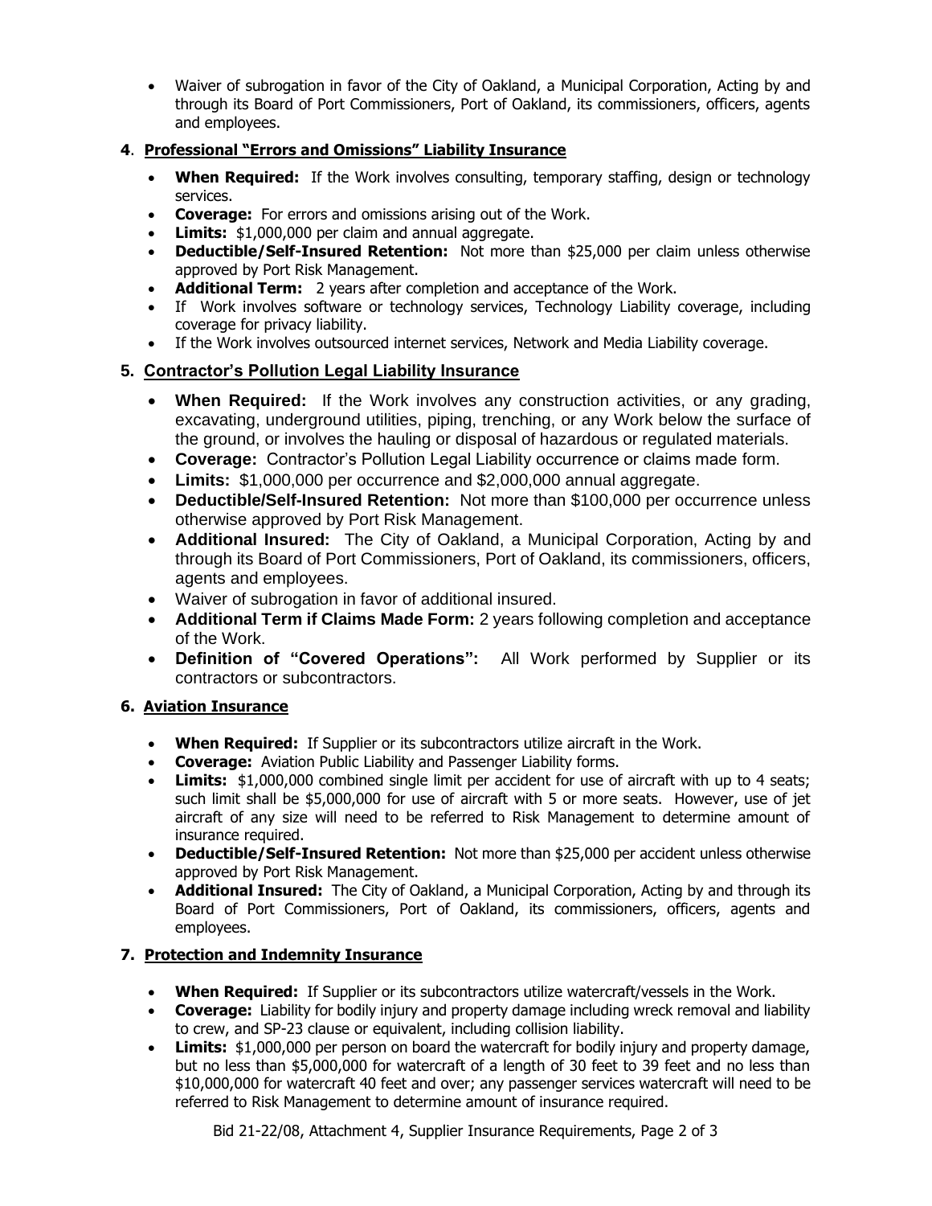- Waiver of subrogation in favor of the City of Oakland, a Municipal Corporation, Acting by and through its Board of Port Commissioners, Port of Oakland, its commissioners, officers, agents and employees.

### 4. Professional "Errors and Omissions" Liability Insurance

- **When Required:** If the Work involves consulting, temporary staffing, design or technology services.
- **Coverage:** For errors and omissions arising out of the Work.
- **Limits:** $1,000,000 per claim and annual aggregate.
- **Deductible/Self-Insured Retention:** Not more than $25,000 per claim unless otherwise approved by Port Risk Management.
- **Additional Term:** 2 years after completion and acceptance of the Work.
- If Work involves software or technology services, Technology Liability coverage, including coverage for privacy liability.
- If the Work involves outsourced internet services, Network and Media Liability coverage.

### 5. Contractor's Pollution Legal Liability Insurance

- **When Required:** If the Work involves any construction activities, or any grading, excavating, underground utilities, piping, trenching, or any Work below the surface of the ground, or involves the hauling or disposal of hazardous or regulated materials.
- **Coverage:** Contractor's Pollution Legal Liability occurrence or claims made form.
- **Limits:** $1,000,000 per occurrence and $2,000,000 annual aggregate.
- **Deductible/Self-Insured Retention:** Not more than $100,000 per occurrence unless otherwise approved by Port Risk Management.
- **Additional Insured:** The City of Oakland, a Municipal Corporation, Acting by and through its Board of Port Commissioners, Port of Oakland, its commissioners, officers, agents and employees.
- Waiver of subrogation in favor of additional insured.
- **Additional Term if Claims Made Form:** 2 years following completion and acceptance of the Work.
- **Definition of "Covered Operations":** All Work performed by Supplier or its contractors or subcontractors.

### 6. Aviation Insurance

- **When Required:** If Supplier or its subcontractors utilize aircraft in the Work.
- **Coverage:** Aviation Public Liability and Passenger Liability forms.
- **Limits:** $1,000,000 combined single limit per accident for use of aircraft with up to 4 seats; such limit shall be $5,000,000 for use of aircraft with 5 or more seats. However, use of jet aircraft of any size will need to be referred to Risk Management to determine amount of insurance required.
- **Deductible/Self-Insured Retention:** Not more than $25,000 per accident unless otherwise approved by Port Risk Management.
- **Additional Insured:** The City of Oakland, a Municipal Corporation, Acting by and through its Board of Port Commissioners, Port of Oakland, its commissioners, officers, agents and employees.

### 7. Protection and Indemnity Insurance

- **When Required:** If Supplier or its subcontractors utilize watercraft/vessels in the Work.
- **Coverage:** Liability for bodily injury and property damage including wreck removal and liability to crew, and SP-23 clause or equivalent, including collision liability.
- **Limits:** $1,000,000 per person on board the watercraft for bodily injury and property damage, but no less than $5,000,000 for watercraft of a length of 30 feet to 39 feet and no less than $10,000,000 for watercraft 40 feet and over; any passenger services watercraft will need to be referred to Risk Management to determine amount of insurance required.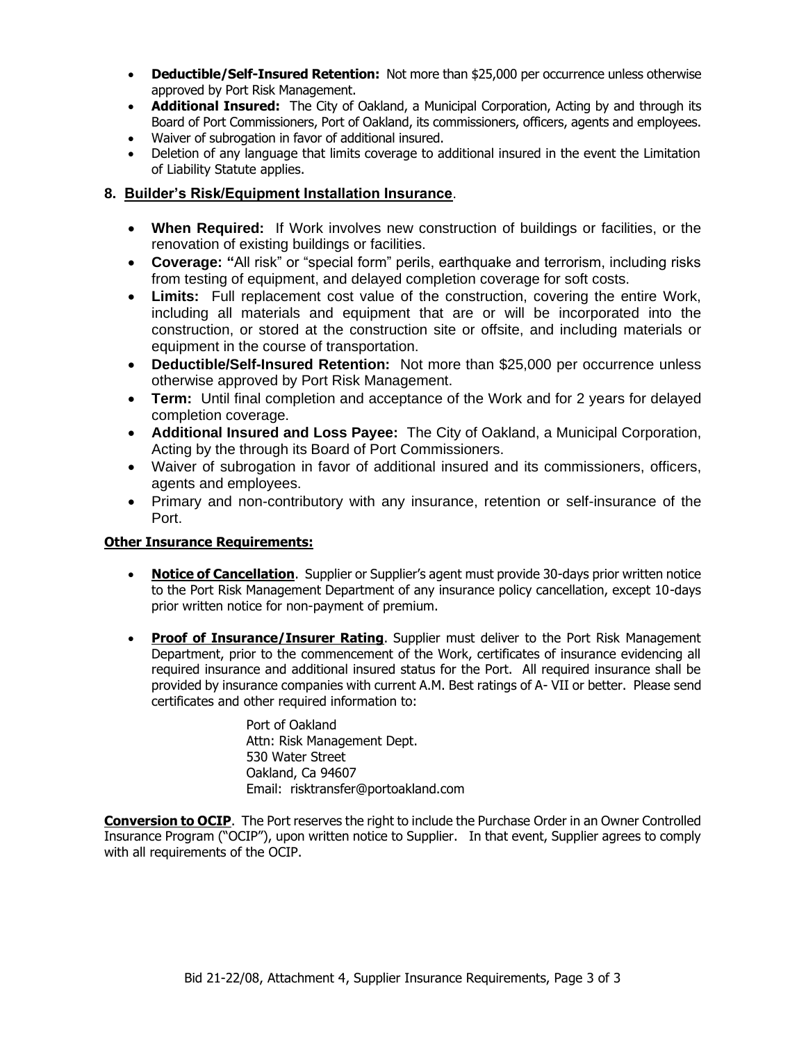- **Deductible/Self-Insured Retention:** Not more than $25,000 per occurrence unless otherwise approved by Port Risk Management.
- **Additional Insured:** The City of Oakland, a Municipal Corporation, Acting by and through its Board of Port Commissioners, Port of Oakland, its commissioners, officers, agents and employees.
- Waiver of subrogation in favor of additional insured.
- Deletion of any language that limits coverage to additional insured in the event the Limitation of Liability Statute applies.

**8. Builder's Risk/Equipment Installation Insurance**.

- **When Required:** If Work involves new construction of buildings or facilities, or the renovation of existing buildings or facilities.
- **Coverage: "**All risk" or "special form" perils, earthquake and terrorism, including risks from testing of equipment, and delayed completion coverage for soft costs.
- **Limits:** Full replacement cost value of the construction, covering the entire Work, including all materials and equipment that are or will be incorporated into the construction, or stored at the construction site or offsite, and including materials or equipment in the course of transportation.
- **Deductible/Self-Insured Retention:** Not more than $25,000 per occurrence unless otherwise approved by Port Risk Management.
- **Term:** Until final completion and acceptance of the Work and for 2 years for delayed completion coverage.
- **Additional Insured and Loss Payee:** The City of Oakland, a Municipal Corporation, Acting by the through its Board of Port Commissioners.
- Waiver of subrogation in favor of additional insured and its commissioners, officers, agents and employees.
- Primary and non-contributory with any insurance, retention or self-insurance of the Port.

**Other Insurance Requirements:**

- **Notice of Cancellation**. Supplier or Supplier's agent must provide 30-days prior written notice to the Port Risk Management Department of any insurance policy cancellation, except 10-days prior written notice for non-payment of premium.

- **Proof of Insurance/Insurer Rating**. Supplier must deliver to the Port Risk Management Department, prior to the commencement of the Work, certificates of insurance evidencing all required insurance and additional insured status for the Port. All required insurance shall be provided by insurance companies with current A.M. Best ratings of A- VII or better. Please send certificates and other required information to:

  Port of Oakland
  Attn: Risk Management Dept.
  530 Water Street
  Oakland, Ca 94607
  Email: risktransfer@portoakland.com

**Conversion to OCIP**. The Port reserves the right to include the Purchase Order in an Owner Controlled Insurance Program ("OCIP"), upon written notice to Supplier. In that event, Supplier agrees to comply with all requirements of the OCIP.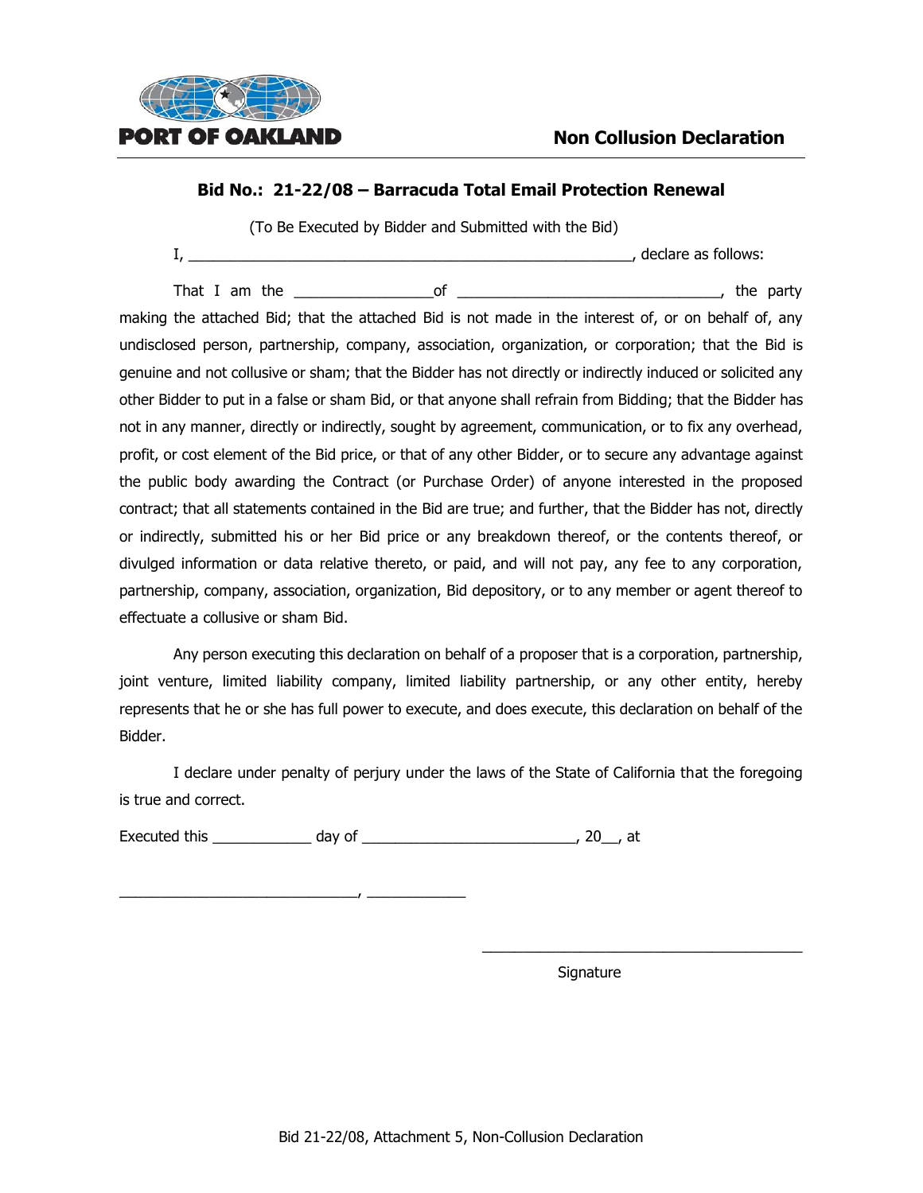PORT OF OAKLAND

## Non Collusion Declaration

### Bid No.: 21-22/08 – Barracuda Total Email Protection Renewal

(To Be Executed by Bidder and Submitted with the Bid)

I, ______________________________________________________, declare as follows:

That I am the ________________of ______________________________, the party making the attached Bid; that the attached Bid is not made in the interest of, or on behalf of, any undisclosed person, partnership, company, association, organization, or corporation; that the Bid is genuine and not collusive or sham; that the Bidder has not directly or indirectly induced or solicited any other Bidder to put in a false or sham Bid, or that anyone shall refrain from Bidding; that the Bidder has not in any manner, directly or indirectly, sought by agreement, communication, or to fix any overhead, profit, or cost element of the Bid price, or that of any other Bidder, or to secure any advantage against the public body awarding the Contract (or Purchase Order) of anyone interested in the proposed contract; that all statements contained in the Bid are true; and further, that the Bidder has not, directly or indirectly, submitted his or her Bid price or any breakdown thereof, or the contents thereof, or divulged information or data relative thereto, or paid, and will not pay, any fee to any corporation, partnership, company, association, organization, Bid depository, or to any member or agent thereof to effectuate a collusive or sham Bid.

Any person executing this declaration on behalf of a proposer that is a corporation, partnership, joint venture, limited liability company, limited liability partnership, or any other entity, hereby represents that he or she has full power to execute, and does execute, this declaration on behalf of the Bidder.

I declare under penalty of perjury under the laws of the State of California that the foregoing is true and correct.

Executed this ____________ day of __________________________, 20__, at

_____________________________, ____________

_______________________________________

Signature

Bid 21-22/08, Attachment 5, Non-Collusion Declaration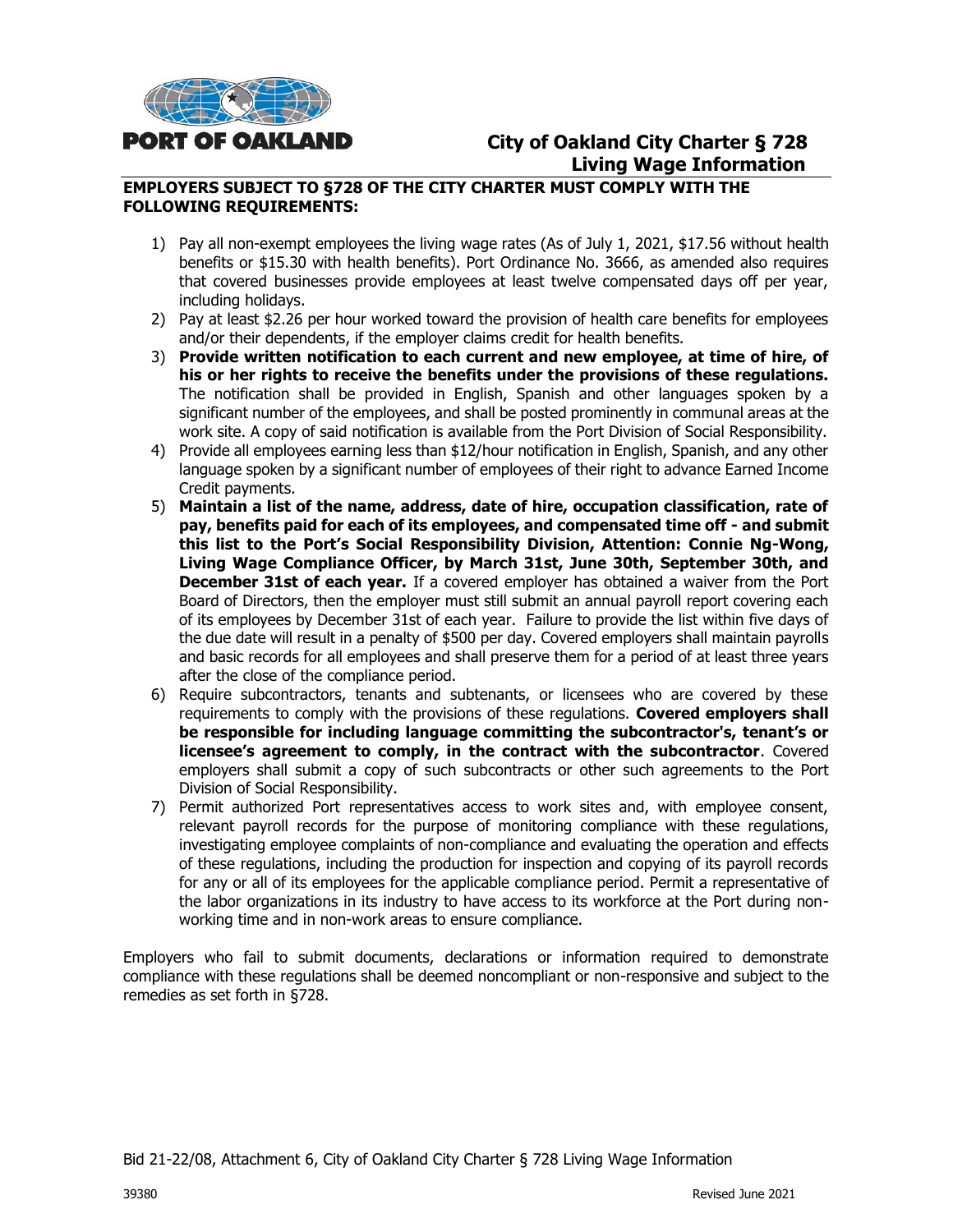**PORT OF OAKLAND**

# City of Oakland City Charter § 728 Living Wage Information

**EMPLOYERS SUBJECT TO §728 OF THE CITY CHARTER MUST COMPLY WITH THE FOLLOWING REQUIREMENTS:**

1) Pay all non-exempt employees the living wage rates (As of July 1, 2021, $17.56 without health benefits or $15.30 with health benefits). Port Ordinance No. 3666, as amended also requires that covered businesses provide employees at least twelve compensated days off per year, including holidays.
2) Pay at least $2.26 per hour worked toward the provision of health care benefits for employees and/or their dependents, if the employer claims credit for health benefits.
3) **Provide written notification to each current and new employee, at time of hire, of his or her rights to receive the benefits under the provisions of these regulations.** The notification shall be provided in English, Spanish and other languages spoken by a significant number of the employees, and shall be posted prominently in communal areas at the work site. A copy of said notification is available from the Port Division of Social Responsibility.
4) Provide all employees earning less than $12/hour notification in English, Spanish, and any other language spoken by a significant number of employees of their right to advance Earned Income Credit payments.
5) **Maintain a list of the name, address, date of hire, occupation classification, rate of pay, benefits paid for each of its employees, and compensated time off - and submit this list to the Port's Social Responsibility Division, Attention: Connie Ng-Wong, Living Wage Compliance Officer, by March 31st, June 30th, September 30th, and December 31st of each year.** If a covered employer has obtained a waiver from the Port Board of Directors, then the employer must still submit an annual payroll report covering each of its employees by December 31st of each year. Failure to provide the list within five days of the due date will result in a penalty of $500 per day. Covered employers shall maintain payrolls and basic records for all employees and shall preserve them for a period of at least three years after the close of the compliance period.
6) Require subcontractors, tenants and subtenants, or licensees who are covered by these requirements to comply with the provisions of these regulations. **Covered employers shall be responsible for including language committing the subcontractor's, tenant's or licensee's agreement to comply, in the contract with the subcontractor**. Covered employers shall submit a copy of such subcontracts or other such agreements to the Port Division of Social Responsibility.
7) Permit authorized Port representatives access to work sites and, with employee consent, relevant payroll records for the purpose of monitoring compliance with these regulations, investigating employee complaints of non-compliance and evaluating the operation and effects of these regulations, including the production for inspection and copying of its payroll records for any or all of its employees for the applicable compliance period. Permit a representative of the labor organizations in its industry to have access to its workforce at the Port during non-working time and in non-work areas to ensure compliance.

Employers who fail to submit documents, declarations or information required to demonstrate compliance with these regulations shall be deemed noncompliant or non-responsive and subject to the remedies as set forth in §728.

Bid 21-22/08, Attachment 6, City of Oakland City Charter § 728 Living Wage Information

39380 Revised June 2021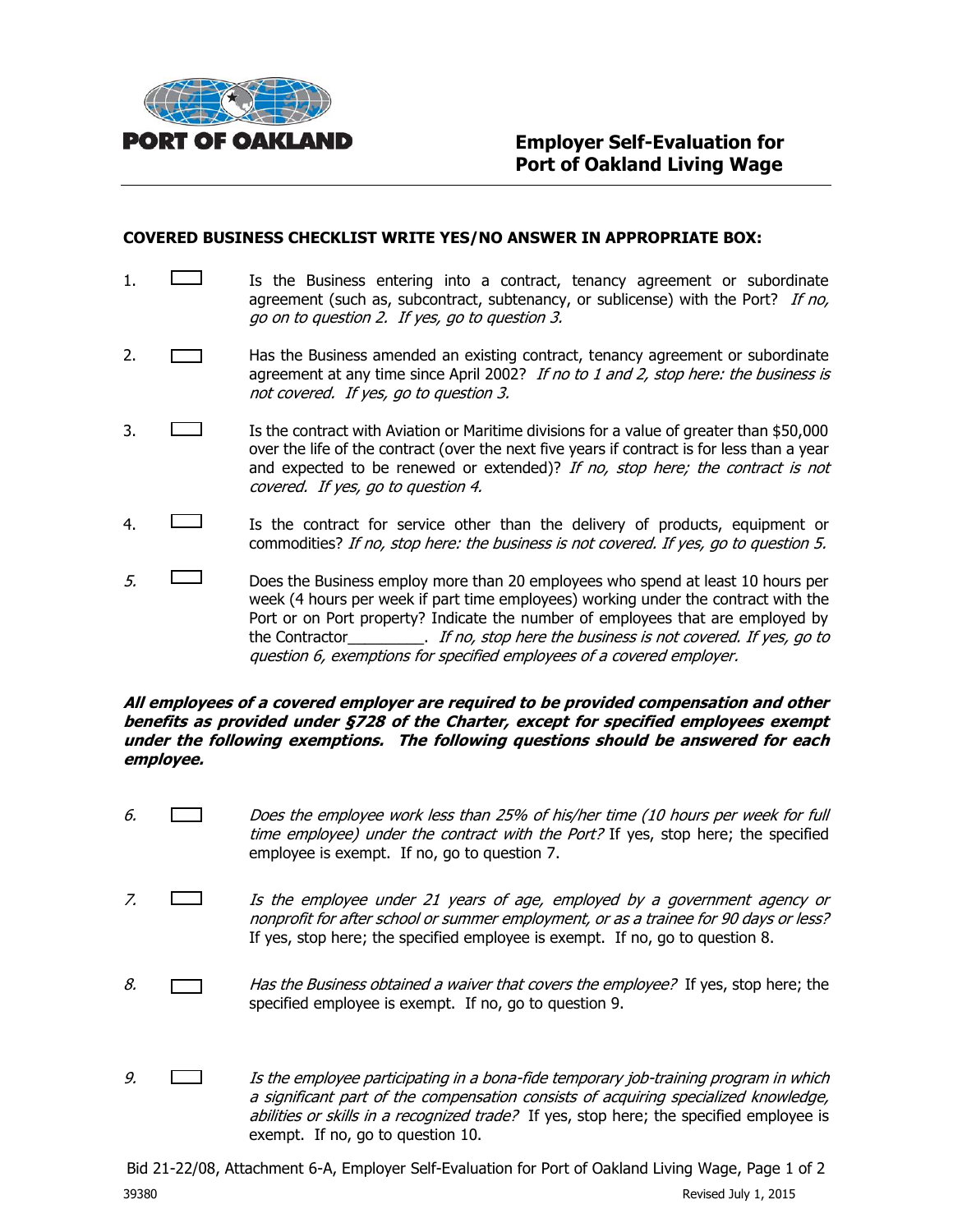**PORT OF OAKLAND**

# Employer Self-Evaluation for Port of Oakland Living Wage

**COVERED BUSINESS CHECKLIST WRITE YES/NO ANSWER IN APPROPRIATE BOX:**

1. ☐ Is the Business entering into a contract, tenancy agreement or subordinate agreement (such as, subcontract, subtenancy, or sublicense) with the Port? *If no, go on to question 2. If yes, go to question 3.*

2. ☐ Has the Business amended an existing contract, tenancy agreement or subordinate agreement at any time since April 2002? *If no to 1 and 2, stop here: the business is not covered. If yes, go to question 3.*

3. ☐ Is the contract with Aviation or Maritime divisions for a value of greater than $50,000 over the life of the contract (over the next five years if contract is for less than a year and expected to be renewed or extended)? *If no, stop here; the contract is not covered. If yes, go to question 4.*

4. ☐ Is the contract for service other than the delivery of products, equipment or commodities? *If no, stop here: the business is not covered. If yes, go to question 5.*

5. ☐ Does the Business employ more than 20 employees who spend at least 10 hours per week (4 hours per week if part time employees) working under the contract with the Port or on Port property? Indicate the number of employees that are employed by the Contractor_________. *If no, stop here the business is not covered. If yes, go to question 6, exemptions for specified employees of a covered employer.*

***All employees of a covered employer are required to be provided compensation and other benefits as provided under §728 of the Charter, except for specified employees exempt under the following exemptions. The following questions should be answered for each employee.***

6. ☐ *Does the employee work less than 25% of his/her time (10 hours per week for full time employee) under the contract with the Port?* If yes, stop here; the specified employee is exempt. If no, go to question 7.

7. ☐ *Is the employee under 21 years of age, employed by a government agency or nonprofit for after school or summer employment, or as a trainee for 90 days or less?* If yes, stop here; the specified employee is exempt. If no, go to question 8.

8. ☐ *Has the Business obtained a waiver that covers the employee?* If yes, stop here; the specified employee is exempt. If no, go to question 9.

9. ☐ *Is the employee participating in a bona-fide temporary job-training program in which a significant part of the compensation consists of acquiring specialized knowledge, abilities or skills in a recognized trade?* If yes, stop here; the specified employee is exempt. If no, go to question 10.

Bid 21-22/08, Attachment 6-A, Employer Self-Evaluation for Port of Oakland Living Wage, Page 1 of 2

39380 Revised July 1, 2015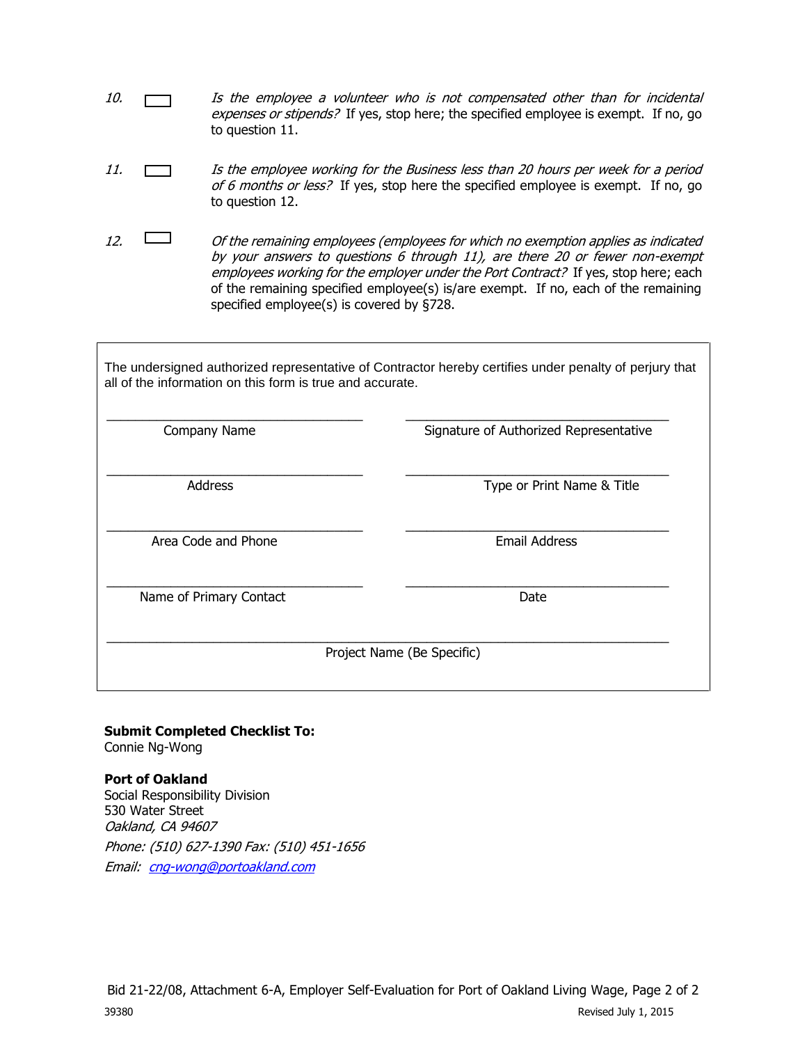10. ☐ *Is the employee a volunteer who is not compensated other than for incidental expenses or stipends?* If yes, stop here; the specified employee is exempt. If no, go to question 11.

11. ☐ *Is the employee working for the Business less than 20 hours per week for a period of 6 months or less?* If yes, stop here the specified employee is exempt. If no, go to question 12.

12. ☐ *Of the remaining employees (employees for which no exemption applies as indicated by your answers to questions 6 through 11), are there 20 or fewer non-exempt employees working for the employer under the Port Contract?* If yes, stop here; each of the remaining specified employee(s) is/are exempt. If no, each of the remaining specified employee(s) is covered by §728.

The undersigned authorized representative of Contractor hereby certifies under penalty of perjury that all of the information on this form is true and accurate.

| | |
|---|---|
| ______________________________ | ______________________________ |
| Company Name | Signature of Authorized Representative |
| ______________________________ | ______________________________ |
| Address | Type or Print Name & Title |
| ______________________________ | ______________________________ |
| Area Code and Phone | Email Address |
| ______________________________ | ______________________________ |
| Name of Primary Contact | Date |

______________________________________________________________

Project Name (Be Specific)

**Submit Completed Checklist To:**
Connie Ng-Wong

**Port of Oakland**
Social Responsibility Division
530 Water Street
*Oakland, CA 94607*
*Phone: (510) 627-1390 Fax: (510) 451-1656*
*Email: [cng-wong@portoakland.com](mailto:cng-wong@portoakland.com)*

Bid 21-22/08, Attachment 6-A, Employer Self-Evaluation for Port of Oakland Living Wage

39380 Revised July 1, 2015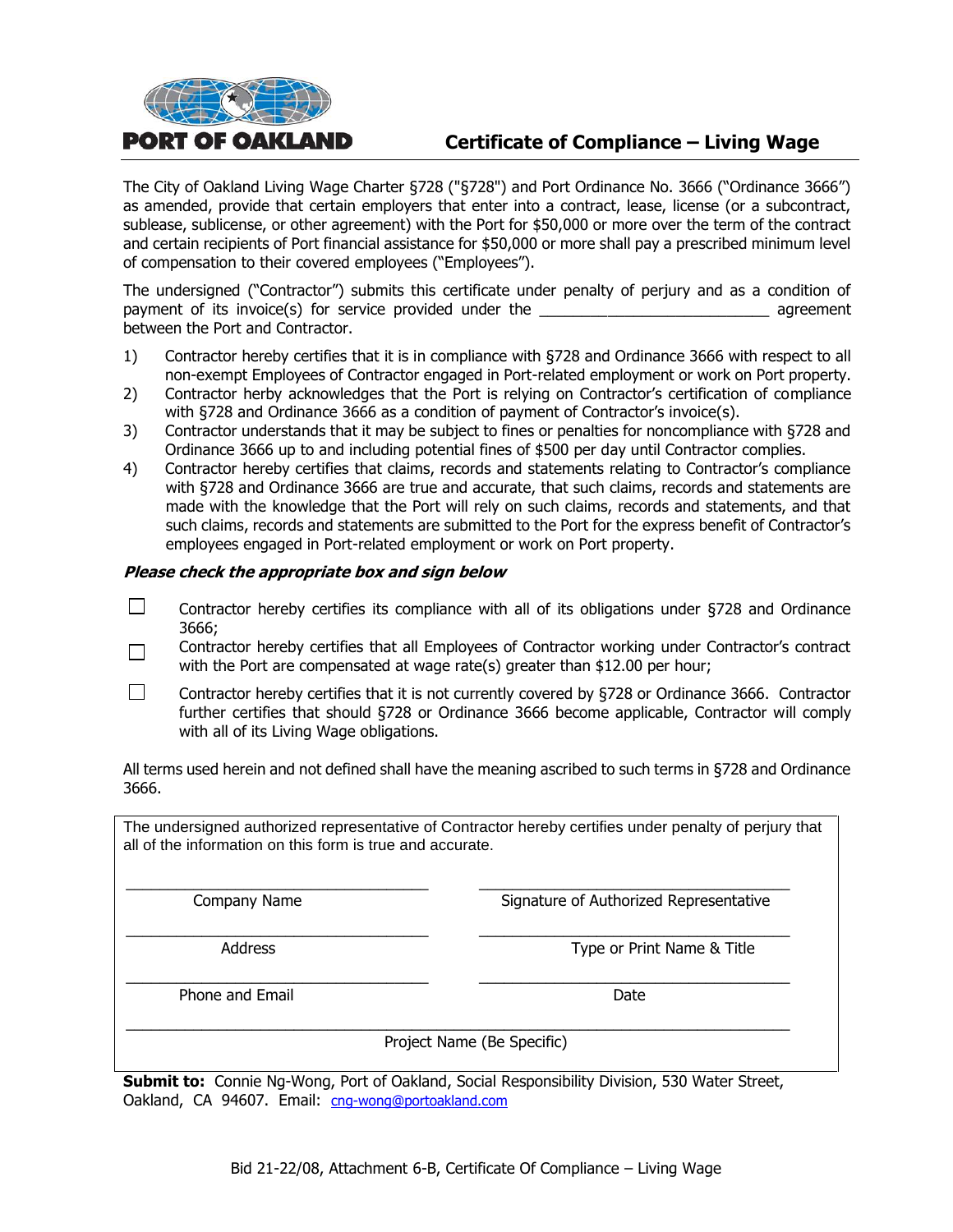**PORT OF OAKLAND**

# Certificate of Compliance – Living Wage

The City of Oakland Living Wage Charter §728 ("§728") and Port Ordinance No. 3666 ("Ordinance 3666") as amended, provide that certain employers that enter into a contract, lease, license (or a subcontract, sublease, sublicense, or other agreement) with the Port for $50,000 or more over the term of the contract and certain recipients of Port financial assistance for $50,000 or more shall pay a prescribed minimum level of compensation to their covered employees ("Employees").

The undersigned ("Contractor") submits this certificate under penalty of perjury and as a condition of payment of its invoice(s) for service provided under the ___________________________ agreement between the Port and Contractor.

1) Contractor hereby certifies that it is in compliance with §728 and Ordinance 3666 with respect to all non-exempt Employees of Contractor engaged in Port-related employment or work on Port property.
2) Contractor herby acknowledges that the Port is relying on Contractor's certification of compliance with §728 and Ordinance 3666 as a condition of payment of Contractor's invoice(s).
3) Contractor understands that it may be subject to fines or penalties for noncompliance with §728 and Ordinance 3666 up to and including potential fines of $500 per day until Contractor complies.
4) Contractor hereby certifies that claims, records and statements relating to Contractor's compliance with §728 and Ordinance 3666 are true and accurate, that such claims, records and statements are made with the knowledge that the Port will rely on such claims, records and statements, and that such claims, records and statements are submitted to the Port for the express benefit of Contractor's employees engaged in Port-related employment or work on Port property.

***Please check the appropriate box and sign below***

☐ Contractor hereby certifies its compliance with all of its obligations under §728 and Ordinance 3666;

☐ Contractor hereby certifies that all Employees of Contractor working under Contractor's contract with the Port are compensated at wage rate(s) greater than $12.00 per hour;

☐ Contractor hereby certifies that it is not currently covered by §728 or Ordinance 3666. Contractor further certifies that should §728 or Ordinance 3666 become applicable, Contractor will comply with all of its Living Wage obligations.

All terms used herein and not defined shall have the meaning ascribed to such terms in §728 and Ordinance 3666.

The undersigned authorized representative of Contractor hereby certifies under penalty of perjury that all of the information on this form is true and accurate.

| | |
|---|---|
| ___________________________ | ___________________________ |
| Company Name | Signature of Authorized Representative |
| ___________________________ | ___________________________ |
| Address | Type or Print Name & Title |
| ___________________________ | ___________________________ |
| Phone and Email | Date |

_____________________________________________________

Project Name (Be Specific)

**Submit to:** Connie Ng-Wong, Port of Oakland, Social Responsibility Division, 530 Water Street, Oakland, CA 94607. Email: cng-wong@portoakland.com

Bid 21-22/08, Attachment 6-B, Certificate Of Compliance – Living Wage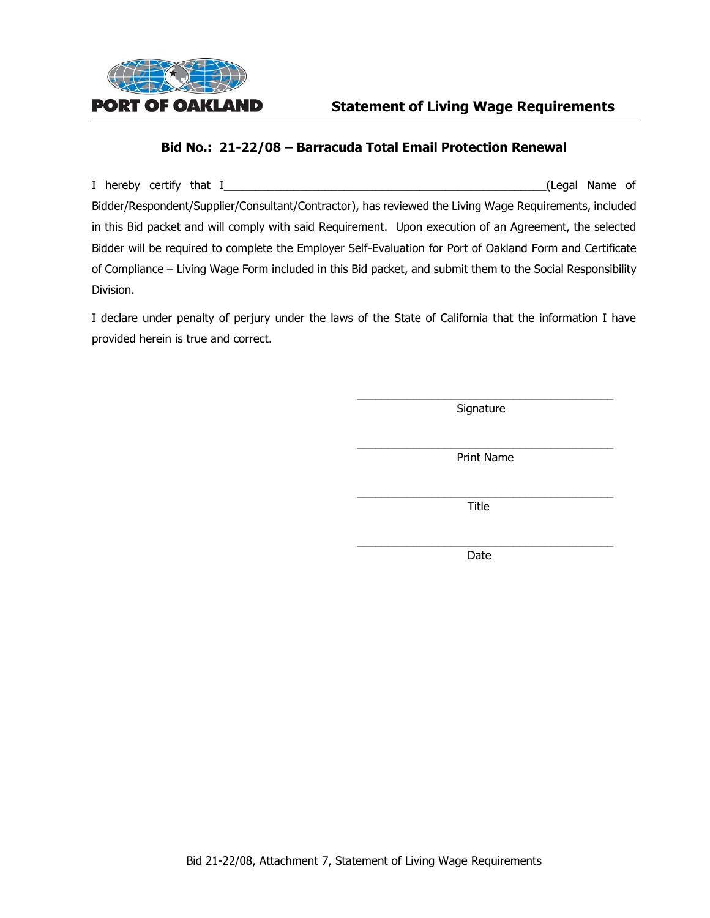PORT OF OAKLAND

## Statement of Living Wage Requirements

### Bid No.: 21-22/08 – Barracuda Total Email Protection Renewal

I hereby certify that I_____________________________________________________(Legal Name of Bidder/Respondent/Supplier/Consultant/Contractor), has reviewed the Living Wage Requirements, included in this Bid packet and will comply with said Requirement. Upon execution of an Agreement, the selected Bidder will be required to complete the Employer Self-Evaluation for Port of Oakland Form and Certificate of Compliance – Living Wage Form included in this Bid packet, and submit them to the Social Responsibility Division.

I declare under penalty of perjury under the laws of the State of California that the information I have provided herein is true and correct.

_______________________________________
Signature

_______________________________________
Print Name

_______________________________________
Title

_______________________________________
Date

Bid 21-22/08, Attachment 7, Statement of Living Wage Requirements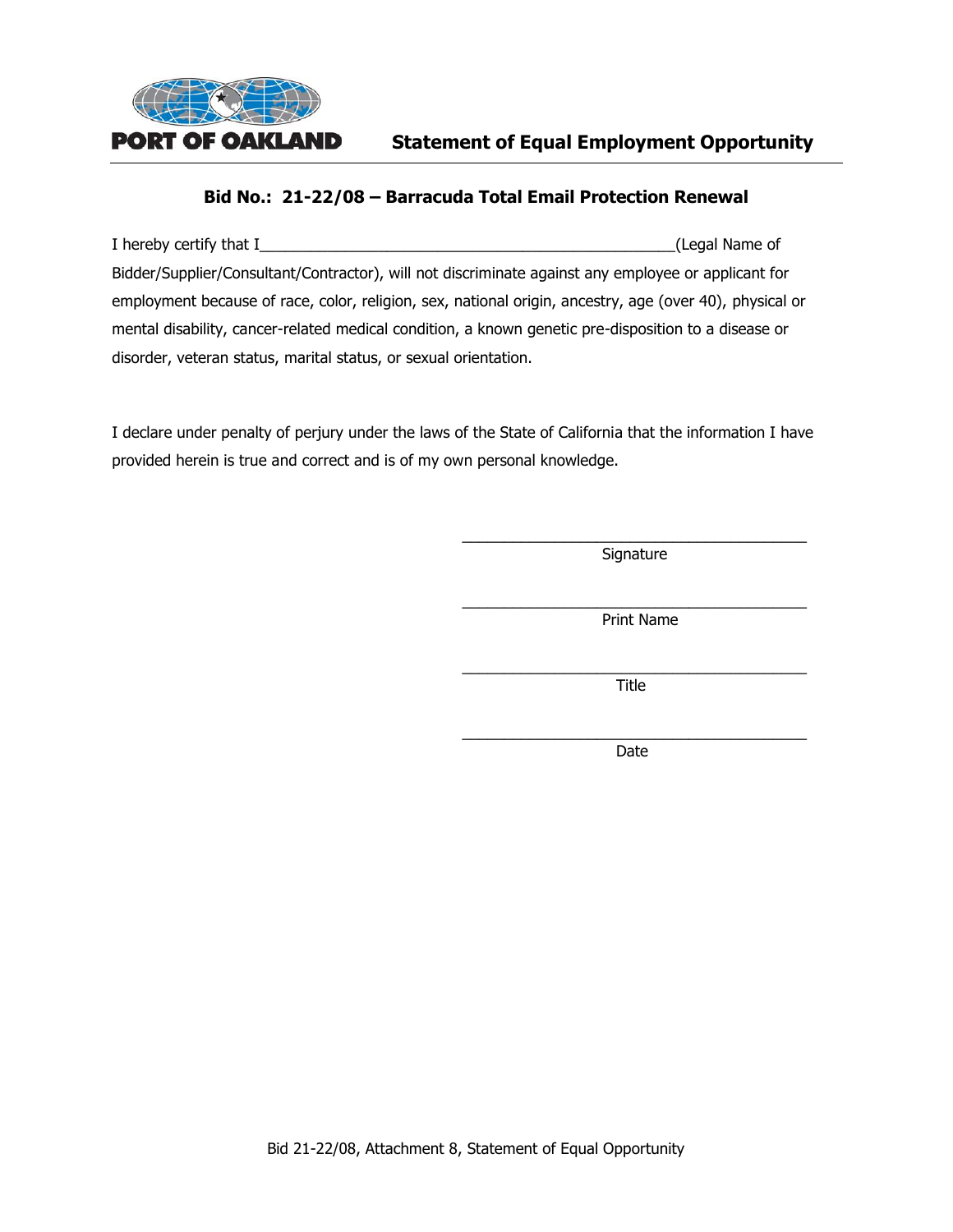PORT OF OAKLAND

# Statement of Equal Employment Opportunity

## Bid No.: 21-22/08 – Barracuda Total Email Protection Renewal

I hereby certify that I__________________________________________________(Legal Name of Bidder/Supplier/Consultant/Contractor), will not discriminate against any employee or applicant for employment because of race, color, religion, sex, national origin, ancestry, age (over 40), physical or mental disability, cancer-related medical condition, a known genetic pre-disposition to a disease or disorder, veteran status, marital status, or sexual orientation.

I declare under penalty of perjury under the laws of the State of California that the information I have provided herein is true and correct and is of my own personal knowledge.

\_\_\_\_\_\_\_\_\_\_\_\_\_\_\_\_\_\_\_\_\_\_\_\_\_\_\_\_\_\_\_\_\_\_\_\_\_\_\_\_\_\_
Signature

\_\_\_\_\_\_\_\_\_\_\_\_\_\_\_\_\_\_\_\_\_\_\_\_\_\_\_\_\_\_\_\_\_\_\_\_\_\_\_\_\_\_
Print Name

\_\_\_\_\_\_\_\_\_\_\_\_\_\_\_\_\_\_\_\_\_\_\_\_\_\_\_\_\_\_\_\_\_\_\_\_\_\_\_\_\_\_
Title

\_\_\_\_\_\_\_\_\_\_\_\_\_\_\_\_\_\_\_\_\_\_\_\_\_\_\_\_\_\_\_\_\_\_\_\_\_\_\_\_\_\_
Date

Bid 21-22/08, Attachment 8, Statement of Equal Opportunity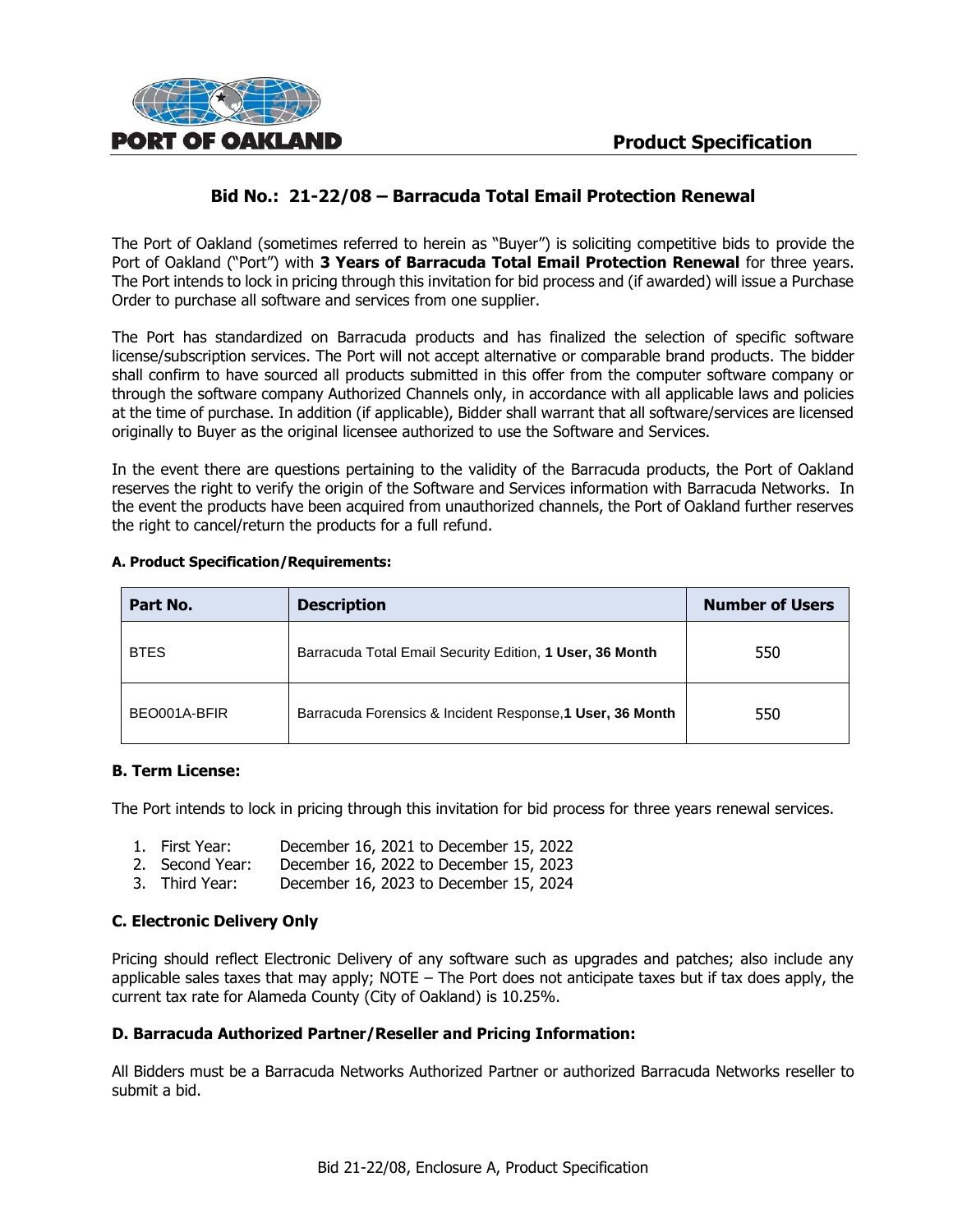**PORT OF OAKLAND**

**Product Specification**

## Bid No.: 21-22/08 – Barracuda Total Email Protection Renewal

The Port of Oakland (sometimes referred to herein as "Buyer") is soliciting competitive bids to provide the Port of Oakland ("Port") with **3 Years of Barracuda Total Email Protection Renewal** for three years. The Port intends to lock in pricing through this invitation for bid process and (if awarded) will issue a Purchase Order to purchase all software and services from one supplier.

The Port has standardized on Barracuda products and has finalized the selection of specific software license/subscription services. The Port will not accept alternative or comparable brand products. The bidder shall confirm to have sourced all products submitted in this offer from the computer software company or through the software company Authorized Channels only, in accordance with all applicable laws and policies at the time of purchase. In addition (if applicable), Bidder shall warrant that all software/services are licensed originally to Buyer as the original licensee authorized to use the Software and Services.

In the event there are questions pertaining to the validity of the Barracuda products, the Port of Oakland reserves the right to verify the origin of the Software and Services information with Barracuda Networks. In the event the products have been acquired from unauthorized channels, the Port of Oakland further reserves the right to cancel/return the products for a full refund.

#### A. Product Specification/Requirements:

| Part No. | Description | Number of Users |
|---|---|---|
| BTES | Barracuda Total Email Security Edition, **1 User, 36 Month** | 550 |
| BEO001A-BFIR | Barracuda Forensics & Incident Response,**1 User, 36 Month** | 550 |

### B. Term License:

The Port intends to lock in pricing through this invitation for bid process for three years renewal services.

1. First Year: December 16, 2021 to December 15, 2022
2. Second Year: December 16, 2022 to December 15, 2023
3. Third Year: December 16, 2023 to December 15, 2024

### C. Electronic Delivery Only

Pricing should reflect Electronic Delivery of any software such as upgrades and patches; also include any applicable sales taxes that may apply; NOTE – The Port does not anticipate taxes but if tax does apply, the current tax rate for Alameda County (City of Oakland) is 10.25%.

### D. Barracuda Authorized Partner/Reseller and Pricing Information:

All Bidders must be a Barracuda Networks Authorized Partner or authorized Barracuda Networks reseller to submit a bid.